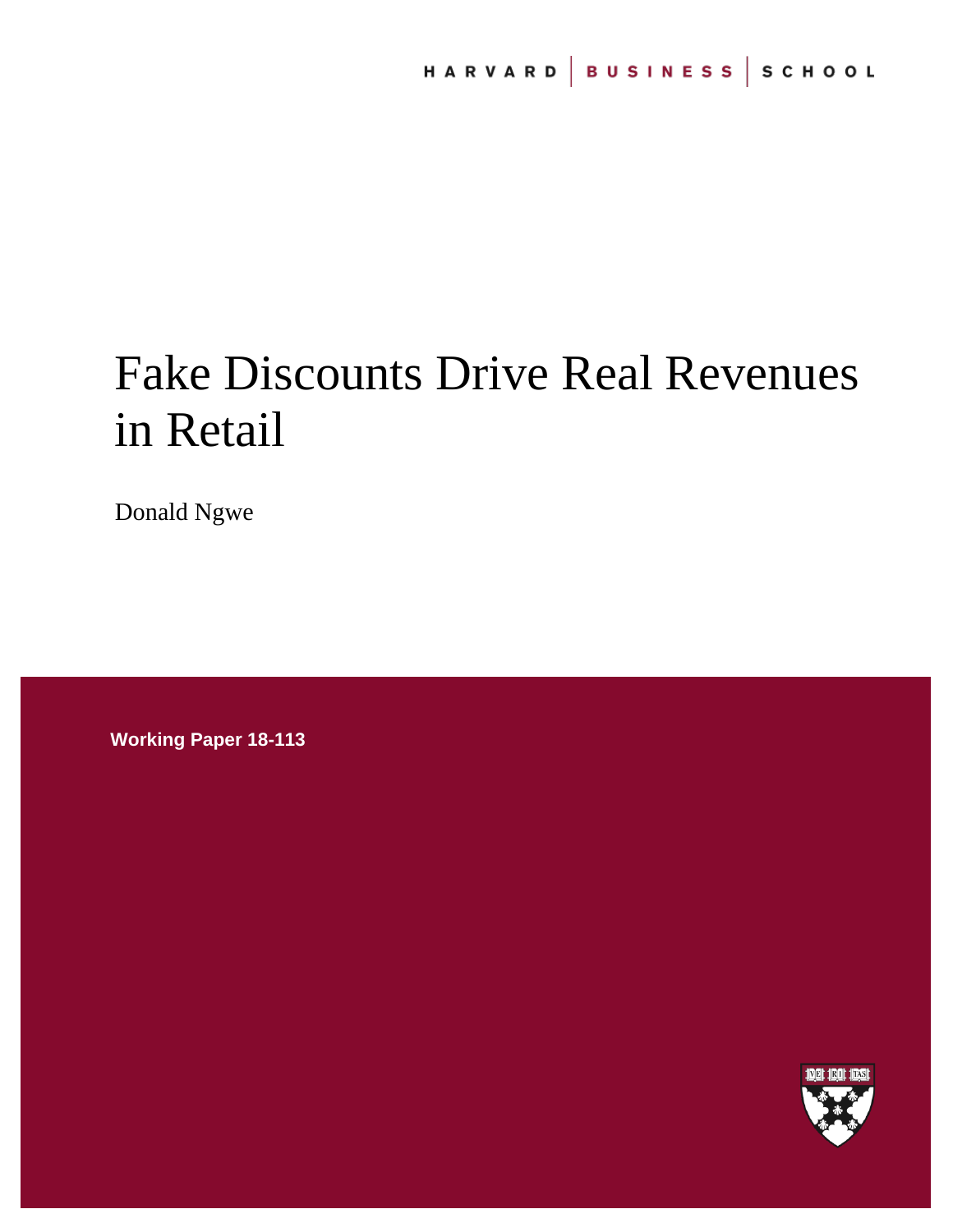HARVARD | BUSINESS | SCHOOL

# Fake Discounts Drive Real Revenues in Retail

Donald Ngwe

**Working Paper 18-113**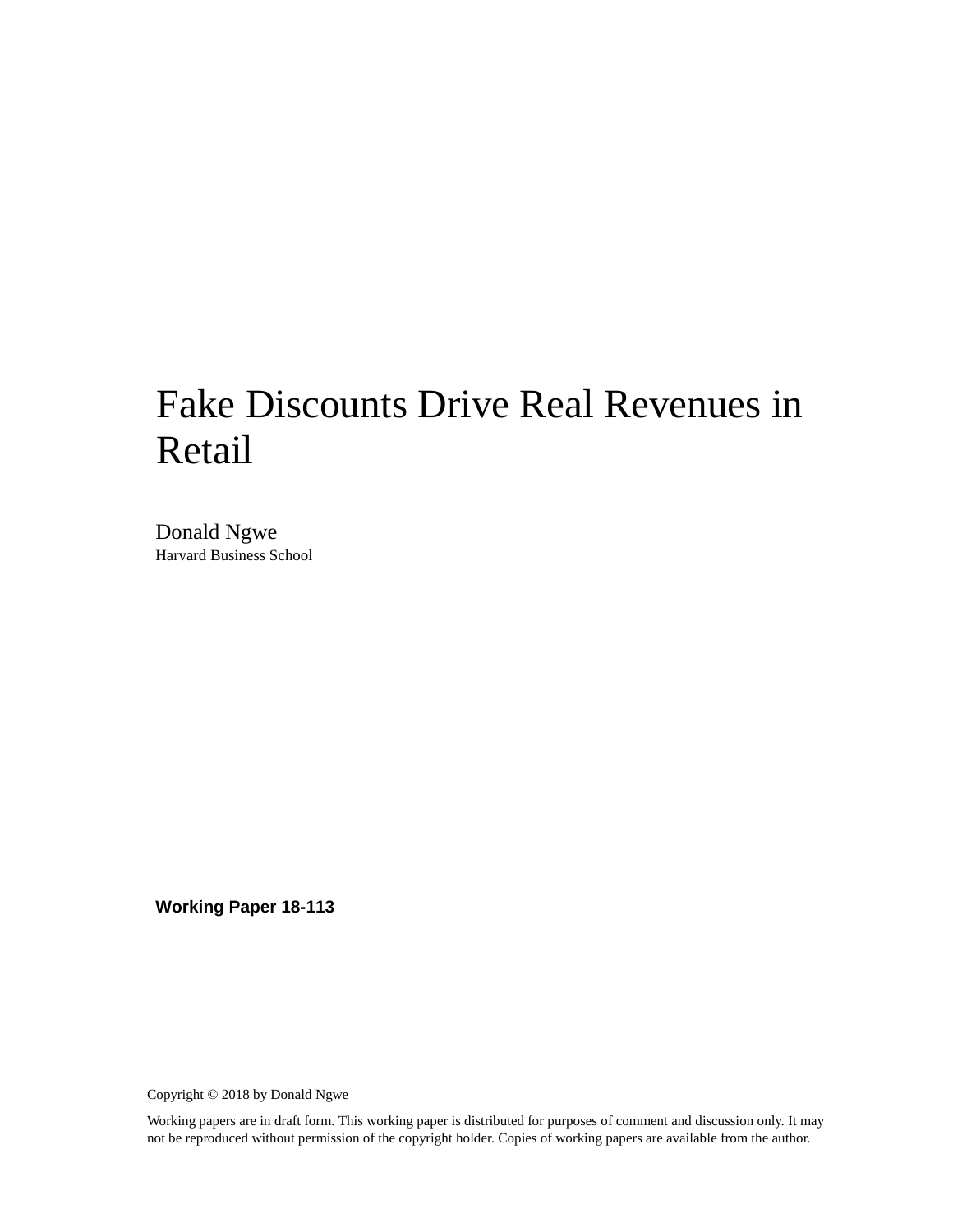# Fake Discounts Drive Real Revenues in Retail

Donald Ngwe
Harvard Business School

**Working Paper 18-113**

Copyright © 2018 by Donald Ngwe

Working papers are in draft form. This working paper is distributed for purposes of comment and discussion only. It may not be reproduced without permission of the copyright holder. Copies of working papers are available from the author.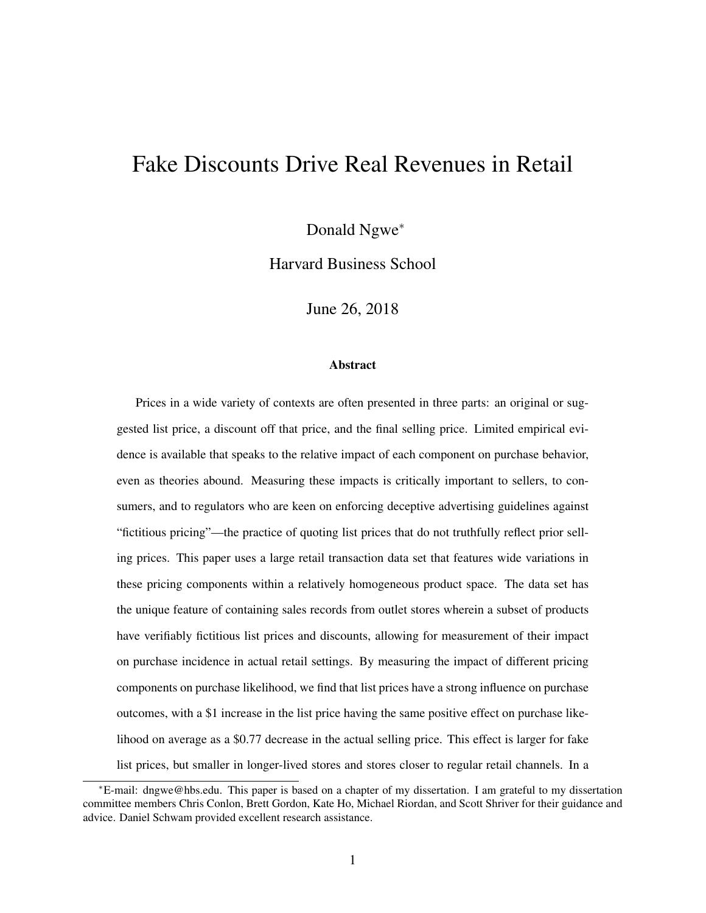# Fake Discounts Drive Real Revenues in Retail

Donald Ngwe*

Harvard Business School

June 26, 2018

**Abstract**

Prices in a wide variety of contexts are often presented in three parts: an original or suggested list price, a discount off that price, and the final selling price. Limited empirical evidence is available that speaks to the relative impact of each component on purchase behavior, even as theories abound. Measuring these impacts is critically important to sellers, to consumers, and to regulators who are keen on enforcing deceptive advertising guidelines against "fictitious pricing"—the practice of quoting list prices that do not truthfully reflect prior selling prices. This paper uses a large retail transaction data set that features wide variations in these pricing components within a relatively homogeneous product space. The data set has the unique feature of containing sales records from outlet stores wherein a subset of products have verifiably fictitious list prices and discounts, allowing for measurement of their impact on purchase incidence in actual retail settings. By measuring the impact of different pricing components on purchase likelihood, we find that list prices have a strong influence on purchase outcomes, with a $1 increase in the list price having the same positive effect on purchase likelihood on average as a $0.77 decrease in the actual selling price. This effect is larger for fake list prices, but smaller in longer-lived stores and stores closer to regular retail channels. In a

*E-mail: dngwe@hbs.edu. This paper is based on a chapter of my dissertation. I am grateful to my dissertation committee members Chris Conlon, Brett Gordon, Kate Ho, Michael Riordan, and Scott Shriver for their guidance and advice. Daniel Schwam provided excellent research assistance.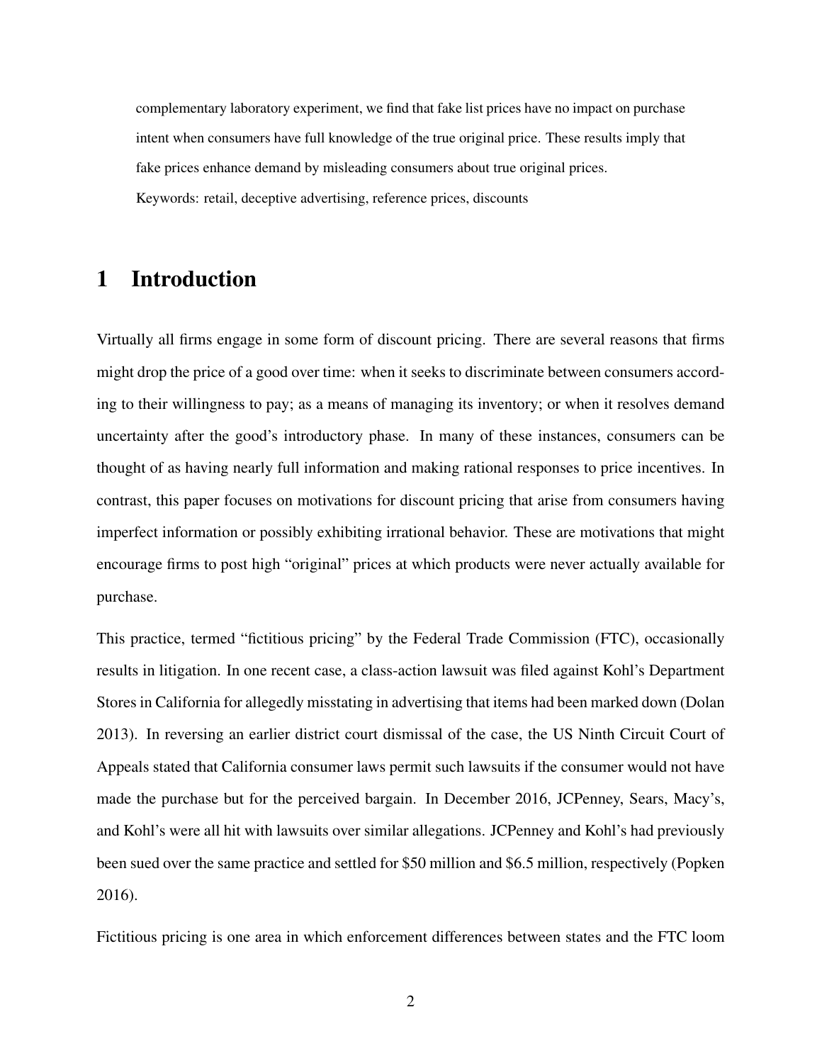complementary laboratory experiment, we find that fake list prices have no impact on purchase intent when consumers have full knowledge of the true original price. These results imply that fake prices enhance demand by misleading consumers about true original prices.

Keywords: retail, deceptive advertising, reference prices, discounts

# 1 Introduction

Virtually all firms engage in some form of discount pricing. There are several reasons that firms might drop the price of a good over time: when it seeks to discriminate between consumers according to their willingness to pay; as a means of managing its inventory; or when it resolves demand uncertainty after the good's introductory phase. In many of these instances, consumers can be thought of as having nearly full information and making rational responses to price incentives. In contrast, this paper focuses on motivations for discount pricing that arise from consumers having imperfect information or possibly exhibiting irrational behavior. These are motivations that might encourage firms to post high "original" prices at which products were never actually available for purchase.

This practice, termed "fictitious pricing" by the Federal Trade Commission (FTC), occasionally results in litigation. In one recent case, a class-action lawsuit was filed against Kohl's Department Stores in California for allegedly misstating in advertising that items had been marked down (Dolan 2013). In reversing an earlier district court dismissal of the case, the US Ninth Circuit Court of Appeals stated that California consumer laws permit such lawsuits if the consumer would not have made the purchase but for the perceived bargain. In December 2016, JCPenney, Sears, Macy's, and Kohl's were all hit with lawsuits over similar allegations. JCPenney and Kohl's had previously been sued over the same practice and settled for $50 million and $6.5 million, respectively (Popken 2016).

Fictitious pricing is one area in which enforcement differences between states and the FTC loom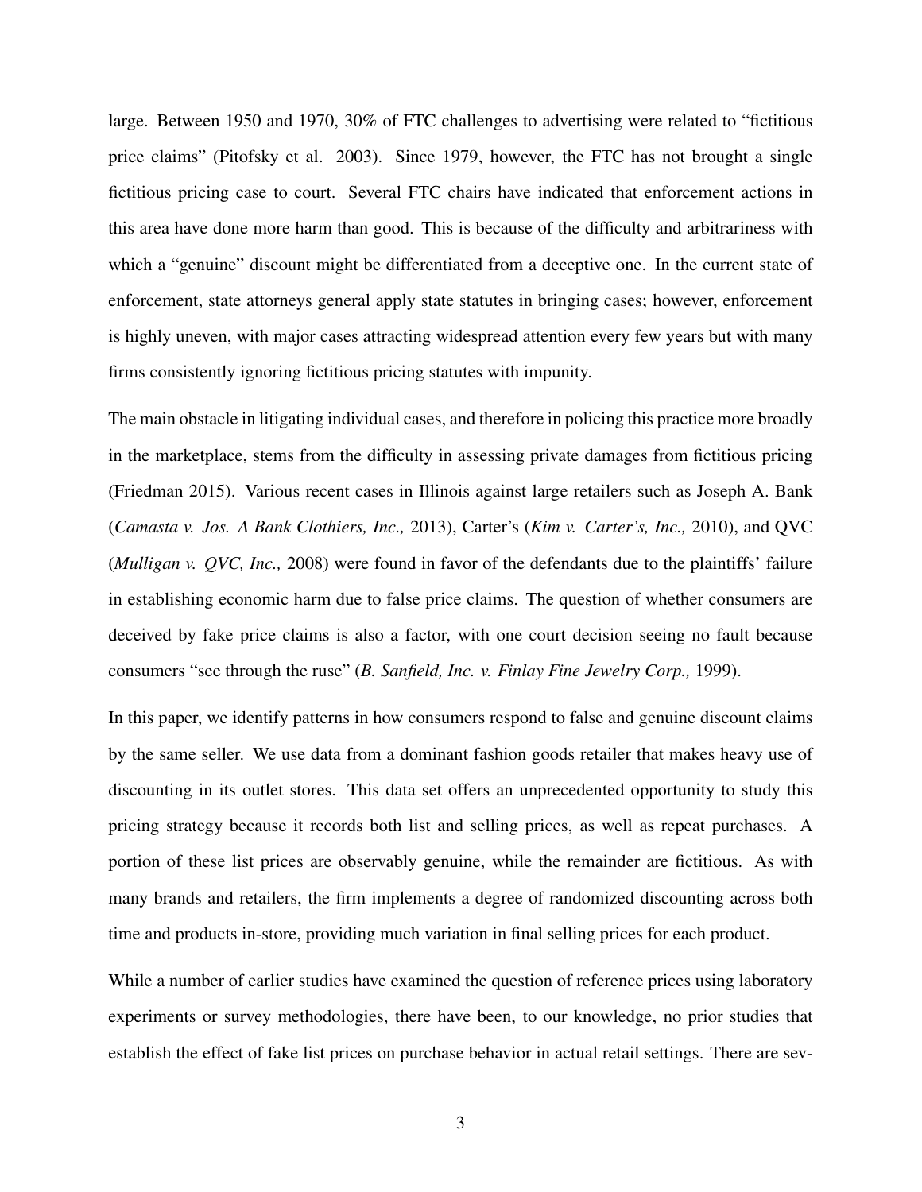large. Between 1950 and 1970, 30% of FTC challenges to advertising were related to "fictitious price claims" (Pitofsky et al. 2003). Since 1979, however, the FTC has not brought a single fictitious pricing case to court. Several FTC chairs have indicated that enforcement actions in this area have done more harm than good. This is because of the difficulty and arbitrariness with which a "genuine" discount might be differentiated from a deceptive one. In the current state of enforcement, state attorneys general apply state statutes in bringing cases; however, enforcement is highly uneven, with major cases attracting widespread attention every few years but with many firms consistently ignoring fictitious pricing statutes with impunity.

The main obstacle in litigating individual cases, and therefore in policing this practice more broadly in the marketplace, stems from the difficulty in assessing private damages from fictitious pricing (Friedman 2015). Various recent cases in Illinois against large retailers such as Joseph A. Bank (*Camasta v. Jos. A Bank Clothiers, Inc.,* 2013), Carter's (*Kim v. Carter's, Inc.,* 2010), and QVC (*Mulligan v. QVC, Inc.,* 2008) were found in favor of the defendants due to the plaintiffs' failure in establishing economic harm due to false price claims. The question of whether consumers are deceived by fake price claims is also a factor, with one court decision seeing no fault because consumers "see through the ruse" (*B. Sanfield, Inc. v. Finlay Fine Jewelry Corp.,* 1999).

In this paper, we identify patterns in how consumers respond to false and genuine discount claims by the same seller. We use data from a dominant fashion goods retailer that makes heavy use of discounting in its outlet stores. This data set offers an unprecedented opportunity to study this pricing strategy because it records both list and selling prices, as well as repeat purchases. A portion of these list prices are observably genuine, while the remainder are fictitious. As with many brands and retailers, the firm implements a degree of randomized discounting across both time and products in-store, providing much variation in final selling prices for each product.

While a number of earlier studies have examined the question of reference prices using laboratory experiments or survey methodologies, there have been, to our knowledge, no prior studies that establish the effect of fake list prices on purchase behavior in actual retail settings. There are sev-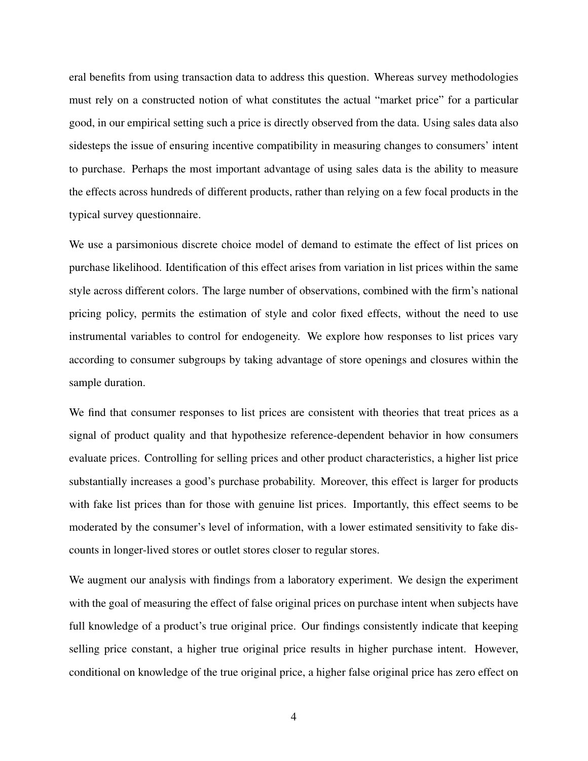eral benefits from using transaction data to address this question. Whereas survey methodologies must rely on a constructed notion of what constitutes the actual "market price" for a particular good, in our empirical setting such a price is directly observed from the data. Using sales data also sidesteps the issue of ensuring incentive compatibility in measuring changes to consumers' intent to purchase. Perhaps the most important advantage of using sales data is the ability to measure the effects across hundreds of different products, rather than relying on a few focal products in the typical survey questionnaire.

We use a parsimonious discrete choice model of demand to estimate the effect of list prices on purchase likelihood. Identification of this effect arises from variation in list prices within the same style across different colors. The large number of observations, combined with the firm's national pricing policy, permits the estimation of style and color fixed effects, without the need to use instrumental variables to control for endogeneity. We explore how responses to list prices vary according to consumer subgroups by taking advantage of store openings and closures within the sample duration.

We find that consumer responses to list prices are consistent with theories that treat prices as a signal of product quality and that hypothesize reference-dependent behavior in how consumers evaluate prices. Controlling for selling prices and other product characteristics, a higher list price substantially increases a good's purchase probability. Moreover, this effect is larger for products with fake list prices than for those with genuine list prices. Importantly, this effect seems to be moderated by the consumer's level of information, with a lower estimated sensitivity to fake discounts in longer-lived stores or outlet stores closer to regular stores.

We augment our analysis with findings from a laboratory experiment. We design the experiment with the goal of measuring the effect of false original prices on purchase intent when subjects have full knowledge of a product's true original price. Our findings consistently indicate that keeping selling price constant, a higher true original price results in higher purchase intent. However, conditional on knowledge of the true original price, a higher false original price has zero effect on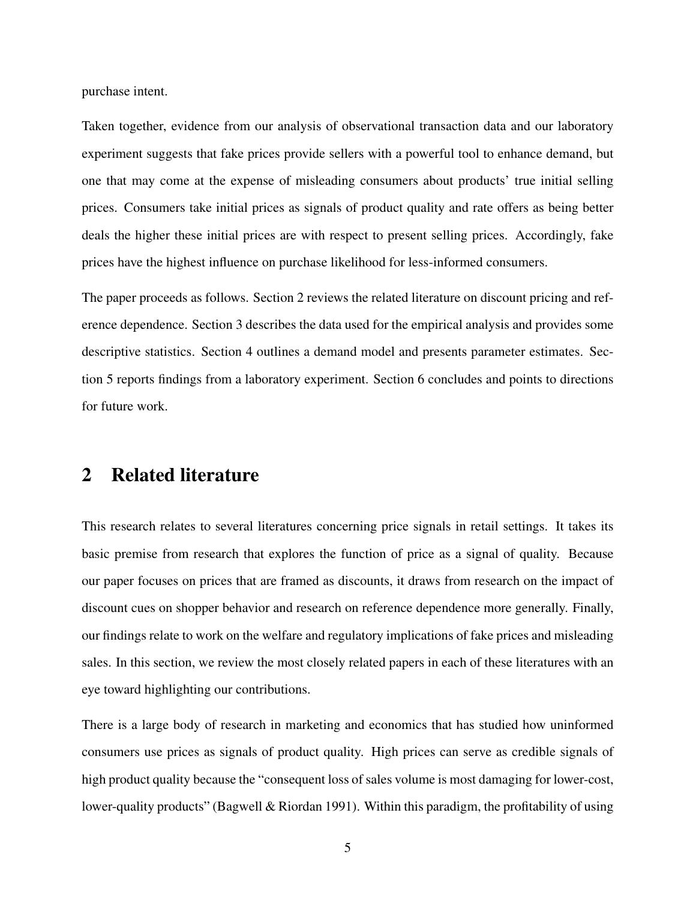purchase intent.

Taken together, evidence from our analysis of observational transaction data and our laboratory experiment suggests that fake prices provide sellers with a powerful tool to enhance demand, but one that may come at the expense of misleading consumers about products' true initial selling prices. Consumers take initial prices as signals of product quality and rate offers as being better deals the higher these initial prices are with respect to present selling prices. Accordingly, fake prices have the highest influence on purchase likelihood for less-informed consumers.

The paper proceeds as follows. Section 2 reviews the related literature on discount pricing and reference dependence. Section 3 describes the data used for the empirical analysis and provides some descriptive statistics. Section 4 outlines a demand model and presents parameter estimates. Section 5 reports findings from a laboratory experiment. Section 6 concludes and points to directions for future work.

## 2 Related literature

This research relates to several literatures concerning price signals in retail settings. It takes its basic premise from research that explores the function of price as a signal of quality. Because our paper focuses on prices that are framed as discounts, it draws from research on the impact of discount cues on shopper behavior and research on reference dependence more generally. Finally, our findings relate to work on the welfare and regulatory implications of fake prices and misleading sales. In this section, we review the most closely related papers in each of these literatures with an eye toward highlighting our contributions.

There is a large body of research in marketing and economics that has studied how uninformed consumers use prices as signals of product quality. High prices can serve as credible signals of high product quality because the "consequent loss of sales volume is most damaging for lower-cost, lower-quality products" (Bagwell & Riordan 1991). Within this paradigm, the profitability of using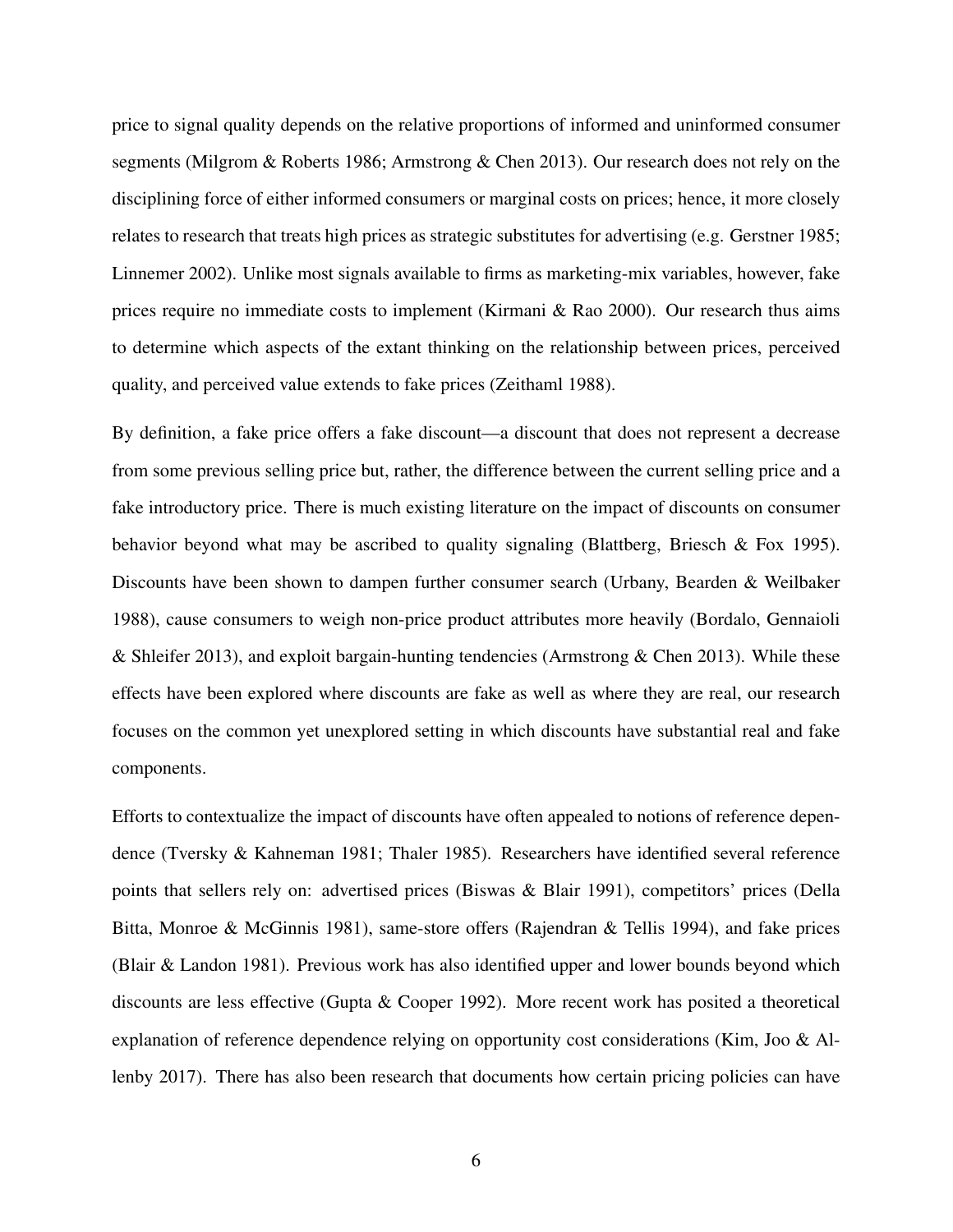price to signal quality depends on the relative proportions of informed and uninformed consumer segments (Milgrom & Roberts 1986; Armstrong & Chen 2013). Our research does not rely on the disciplining force of either informed consumers or marginal costs on prices; hence, it more closely relates to research that treats high prices as strategic substitutes for advertising (e.g. Gerstner 1985; Linnemer 2002). Unlike most signals available to firms as marketing-mix variables, however, fake prices require no immediate costs to implement (Kirmani & Rao 2000). Our research thus aims to determine which aspects of the extant thinking on the relationship between prices, perceived quality, and perceived value extends to fake prices (Zeithaml 1988).

By definition, a fake price offers a fake discount—a discount that does not represent a decrease from some previous selling price but, rather, the difference between the current selling price and a fake introductory price. There is much existing literature on the impact of discounts on consumer behavior beyond what may be ascribed to quality signaling (Blattberg, Briesch & Fox 1995). Discounts have been shown to dampen further consumer search (Urbany, Bearden & Weilbaker 1988), cause consumers to weigh non-price product attributes more heavily (Bordalo, Gennaioli & Shleifer 2013), and exploit bargain-hunting tendencies (Armstrong & Chen 2013). While these effects have been explored where discounts are fake as well as where they are real, our research focuses on the common yet unexplored setting in which discounts have substantial real and fake components.

Efforts to contextualize the impact of discounts have often appealed to notions of reference dependence (Tversky & Kahneman 1981; Thaler 1985). Researchers have identified several reference points that sellers rely on: advertised prices (Biswas & Blair 1991), competitors' prices (Della Bitta, Monroe & McGinnis 1981), same-store offers (Rajendran & Tellis 1994), and fake prices (Blair & Landon 1981). Previous work has also identified upper and lower bounds beyond which discounts are less effective (Gupta & Cooper 1992). More recent work has posited a theoretical explanation of reference dependence relying on opportunity cost considerations (Kim, Joo & Allenby 2017). There has also been research that documents how certain pricing policies can have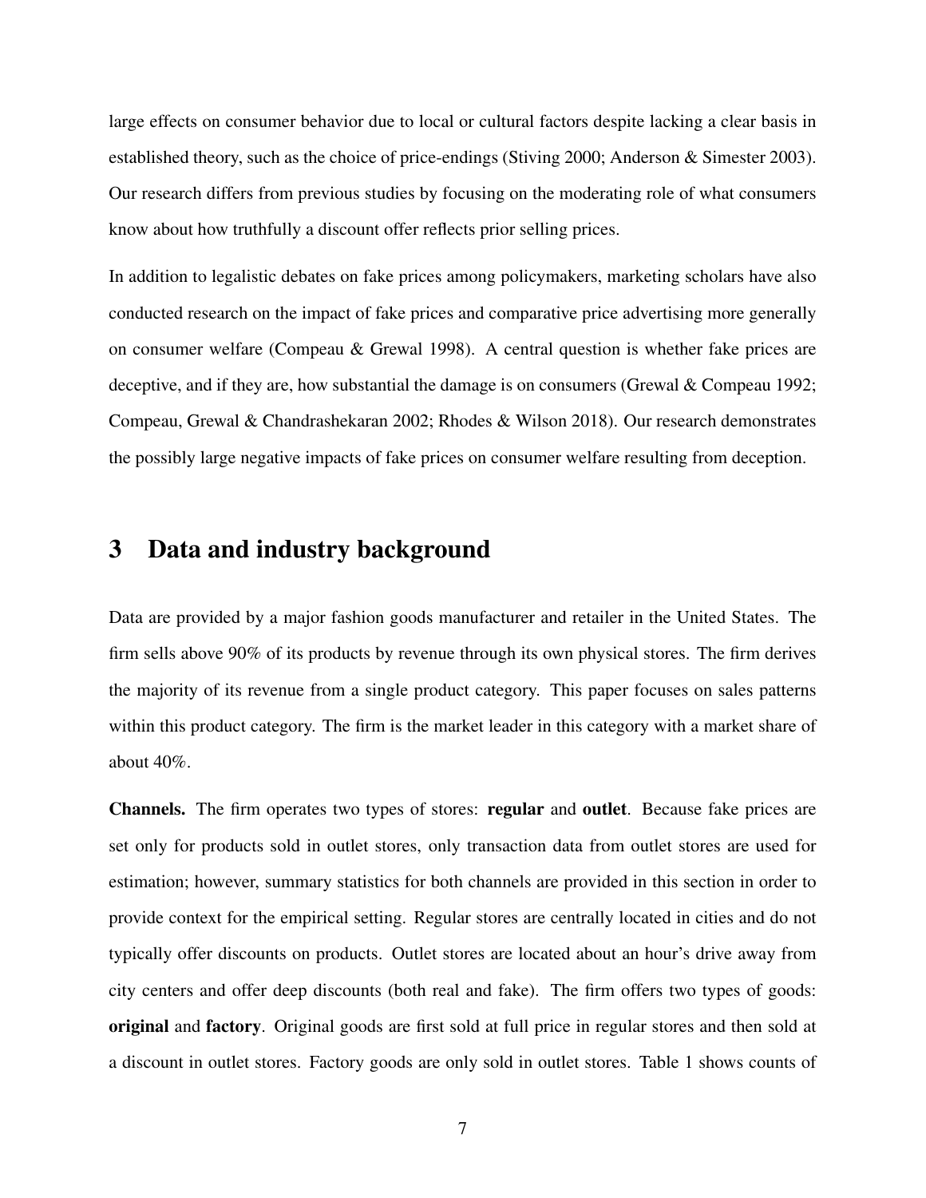large effects on consumer behavior due to local or cultural factors despite lacking a clear basis in established theory, such as the choice of price-endings (Stiving 2000; Anderson & Simester 2003). Our research differs from previous studies by focusing on the moderating role of what consumers know about how truthfully a discount offer reflects prior selling prices.

In addition to legalistic debates on fake prices among policymakers, marketing scholars have also conducted research on the impact of fake prices and comparative price advertising more generally on consumer welfare (Compeau & Grewal 1998). A central question is whether fake prices are deceptive, and if they are, how substantial the damage is on consumers (Grewal & Compeau 1992; Compeau, Grewal & Chandrashekaran 2002; Rhodes & Wilson 2018). Our research demonstrates the possibly large negative impacts of fake prices on consumer welfare resulting from deception.

# 3 Data and industry background

Data are provided by a major fashion goods manufacturer and retailer in the United States. The firm sells above 90% of its products by revenue through its own physical stores. The firm derives the majority of its revenue from a single product category. This paper focuses on sales patterns within this product category. The firm is the market leader in this category with a market share of about 40%.

**Channels.** The firm operates two types of stores: **regular** and **outlet**. Because fake prices are set only for products sold in outlet stores, only transaction data from outlet stores are used for estimation; however, summary statistics for both channels are provided in this section in order to provide context for the empirical setting. Regular stores are centrally located in cities and do not typically offer discounts on products. Outlet stores are located about an hour's drive away from city centers and offer deep discounts (both real and fake). The firm offers two types of goods: **original** and **factory**. Original goods are first sold at full price in regular stores and then sold at a discount in outlet stores. Factory goods are only sold in outlet stores. Table 1 shows counts of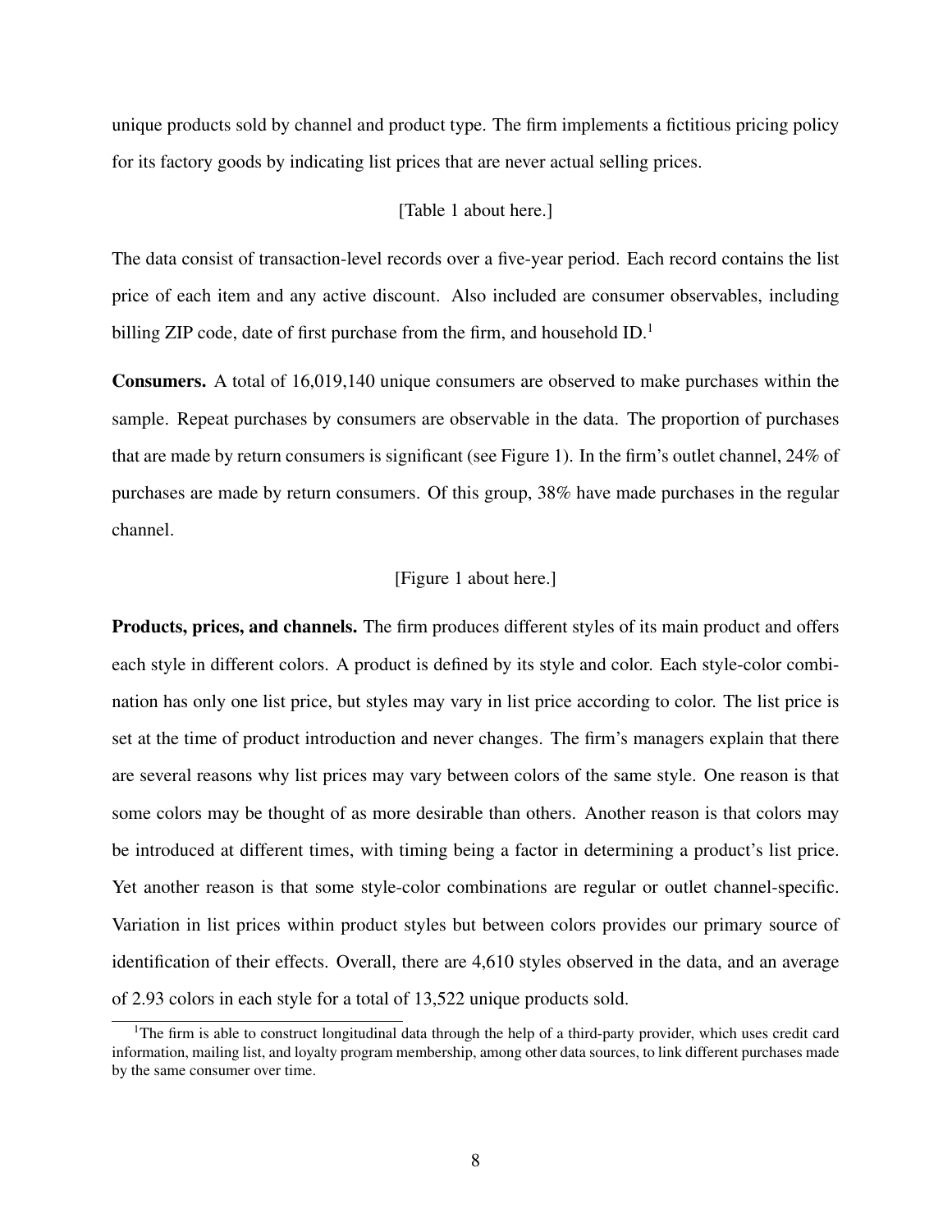unique products sold by channel and product type. The firm implements a fictitious pricing policy for its factory goods by indicating list prices that are never actual selling prices.

[Table 1 about here.]

The data consist of transaction-level records over a five-year period. Each record contains the list price of each item and any active discount. Also included are consumer observables, including billing ZIP code, date of first purchase from the firm, and household ID.[1]

**Consumers.** A total of 16,019,140 unique consumers are observed to make purchases within the sample. Repeat purchases by consumers are observable in the data. The proportion of purchases that are made by return consumers is significant (see Figure 1). In the firm's outlet channel, 24% of purchases are made by return consumers. Of this group, 38% have made purchases in the regular channel.

[Figure 1 about here.]

**Products, prices, and channels.** The firm produces different styles of its main product and offers each style in different colors. A product is defined by its style and color. Each style-color combination has only one list price, but styles may vary in list price according to color. The list price is set at the time of product introduction and never changes. The firm's managers explain that there are several reasons why list prices may vary between colors of the same style. One reason is that some colors may be thought of as more desirable than others. Another reason is that colors may be introduced at different times, with timing being a factor in determining a product's list price. Yet another reason is that some style-color combinations are regular or outlet channel-specific. Variation in list prices within product styles but between colors provides our primary source of identification of their effects. Overall, there are 4,610 styles observed in the data, and an average of 2.93 colors in each style for a total of 13,522 unique products sold.

[1] The firm is able to construct longitudinal data through the help of a third-party provider, which uses credit card information, mailing list, and loyalty program membership, among other data sources, to link different purchases made by the same consumer over time.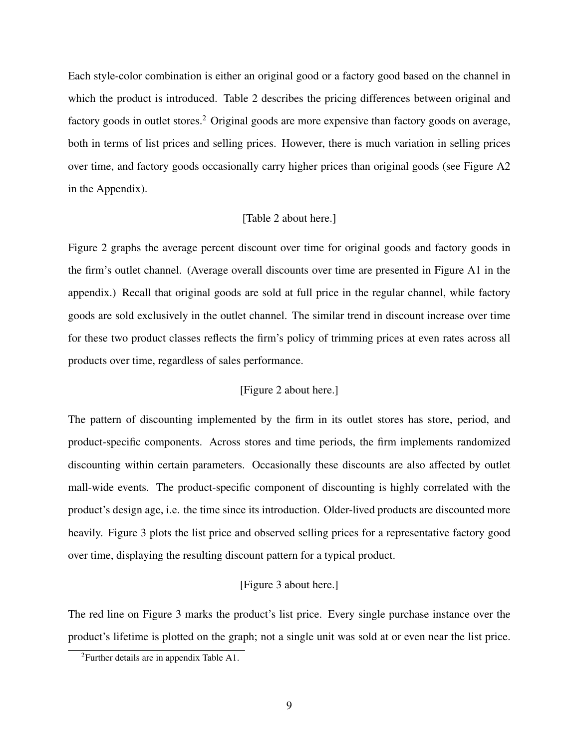Each style-color combination is either an original good or a factory good based on the channel in which the product is introduced. Table 2 describes the pricing differences between original and factory goods in outlet stores.[2] Original goods are more expensive than factory goods on average, both in terms of list prices and selling prices. However, there is much variation in selling prices over time, and factory goods occasionally carry higher prices than original goods (see Figure A2 in the Appendix).

[Table 2 about here.]

Figure 2 graphs the average percent discount over time for original goods and factory goods in the firm's outlet channel. (Average overall discounts over time are presented in Figure A1 in the appendix.) Recall that original goods are sold at full price in the regular channel, while factory goods are sold exclusively in the outlet channel. The similar trend in discount increase over time for these two product classes reflects the firm's policy of trimming prices at even rates across all products over time, regardless of sales performance.

[Figure 2 about here.]

The pattern of discounting implemented by the firm in its outlet stores has store, period, and product-specific components. Across stores and time periods, the firm implements randomized discounting within certain parameters. Occasionally these discounts are also affected by outlet mall-wide events. The product-specific component of discounting is highly correlated with the product's design age, i.e. the time since its introduction. Older-lived products are discounted more heavily. Figure 3 plots the list price and observed selling prices for a representative factory good over time, displaying the resulting discount pattern for a typical product.

[Figure 3 about here.]

The red line on Figure 3 marks the product's list price. Every single purchase instance over the product's lifetime is plotted on the graph; not a single unit was sold at or even near the list price.

[2] Further details are in appendix Table A1.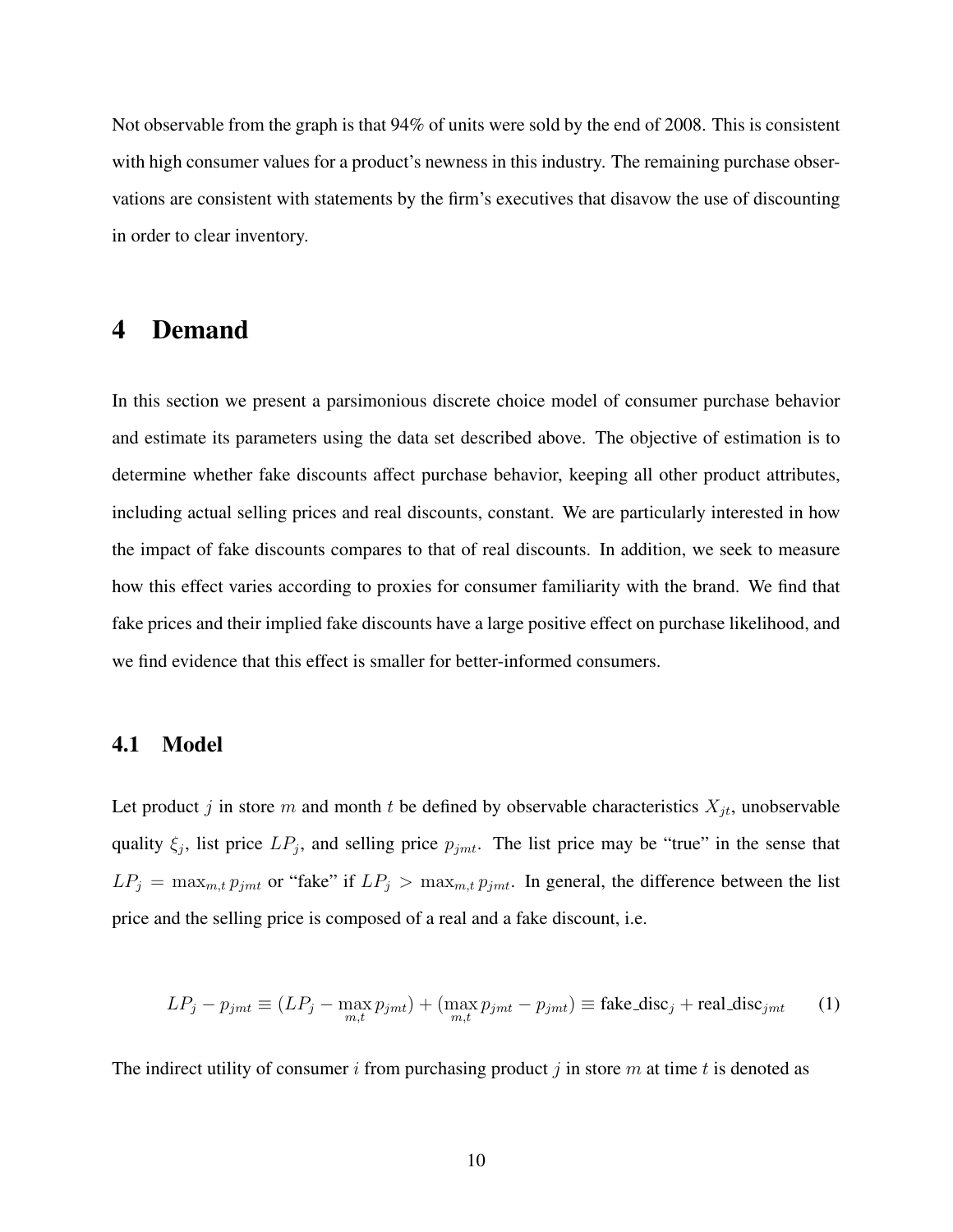Not observable from the graph is that 94% of units were sold by the end of 2008. This is consistent with high consumer values for a product's newness in this industry. The remaining purchase observations are consistent with statements by the firm's executives that disavow the use of discounting in order to clear inventory.

# 4 Demand

In this section we present a parsimonious discrete choice model of consumer purchase behavior and estimate its parameters using the data set described above. The objective of estimation is to determine whether fake discounts affect purchase behavior, keeping all other product attributes, including actual selling prices and real discounts, constant. We are particularly interested in how the impact of fake discounts compares to that of real discounts. In addition, we seek to measure how this effect varies according to proxies for consumer familiarity with the brand. We find that fake prices and their implied fake discounts have a large positive effect on purchase likelihood, and we find evidence that this effect is smaller for better-informed consumers.

## 4.1 Model

Let product $j$ in store $m$ and month $t$ be defined by observable characteristics $X_{jt}$, unobservable quality $\xi_j$, list price $LP_j$, and selling price $p_{jmt}$. The list price may be "true" in the sense that $LP_j = \max_{m,t} p_{jmt}$ or "fake" if $LP_j > \max_{m,t} p_{jmt}$. In general, the difference between the list price and the selling price is composed of a real and a fake discount, i.e.

$$LP_j - p_{jmt} \equiv (LP_j - \max_{m,t} p_{jmt}) + (\max_{m,t} p_{jmt} - p_{jmt}) \equiv \text{fake\_disc}_j + \text{real\_disc}_{jmt} \qquad (1)$$

The indirect utility of consumer $i$ from purchasing product $j$ in store $m$ at time $t$ is denoted as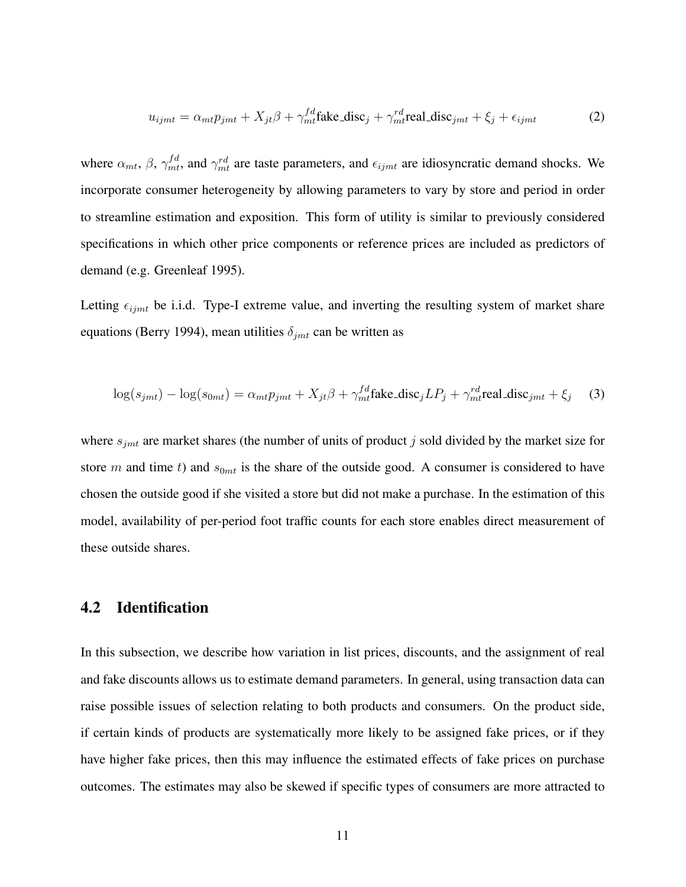$$u_{ijmt} = \alpha_{mt} p_{jmt} + X_{jt}\beta + \gamma_{mt}^{fd} \text{fake\_disc}_j + \gamma_{mt}^{rd} \text{real\_disc}_{jmt} + \xi_j + \epsilon_{ijmt} \tag{2}$$

where $\alpha_{mt}$, $\beta$, $\gamma_{mt}^{fd}$, and $\gamma_{mt}^{rd}$ are taste parameters, and $\epsilon_{ijmt}$ are idiosyncratic demand shocks. We incorporate consumer heterogeneity by allowing parameters to vary by store and period in order to streamline estimation and exposition. This form of utility is similar to previously considered specifications in which other price components or reference prices are included as predictors of demand (e.g. Greenleaf 1995).

Letting $\epsilon_{ijmt}$ be i.i.d. Type-I extreme value, and inverting the resulting system of market share equations (Berry 1994), mean utilities $\delta_{jmt}$ can be written as

$$\log(s_{jmt}) - \log(s_{0mt}) = \alpha_{mt} p_{jmt} + X_{jt}\beta + \gamma_{mt}^{fd} \text{fake\_disc}_j LP_j + \gamma_{mt}^{rd} \text{real\_disc}_{jmt} + \xi_j \tag{3}$$

where $s_{jmt}$ are market shares (the number of units of product $j$ sold divided by the market size for store $m$ and time $t$) and $s_{0mt}$ is the share of the outside good. A consumer is considered to have chosen the outside good if she visited a store but did not make a purchase. In the estimation of this model, availability of per-period foot traffic counts for each store enables direct measurement of these outside shares.

## 4.2 Identification

In this subsection, we describe how variation in list prices, discounts, and the assignment of real and fake discounts allows us to estimate demand parameters. In general, using transaction data can raise possible issues of selection relating to both products and consumers. On the product side, if certain kinds of products are systematically more likely to be assigned fake prices, or if they have higher fake prices, then this may influence the estimated effects of fake prices on purchase outcomes. The estimates may also be skewed if specific types of consumers are more attracted to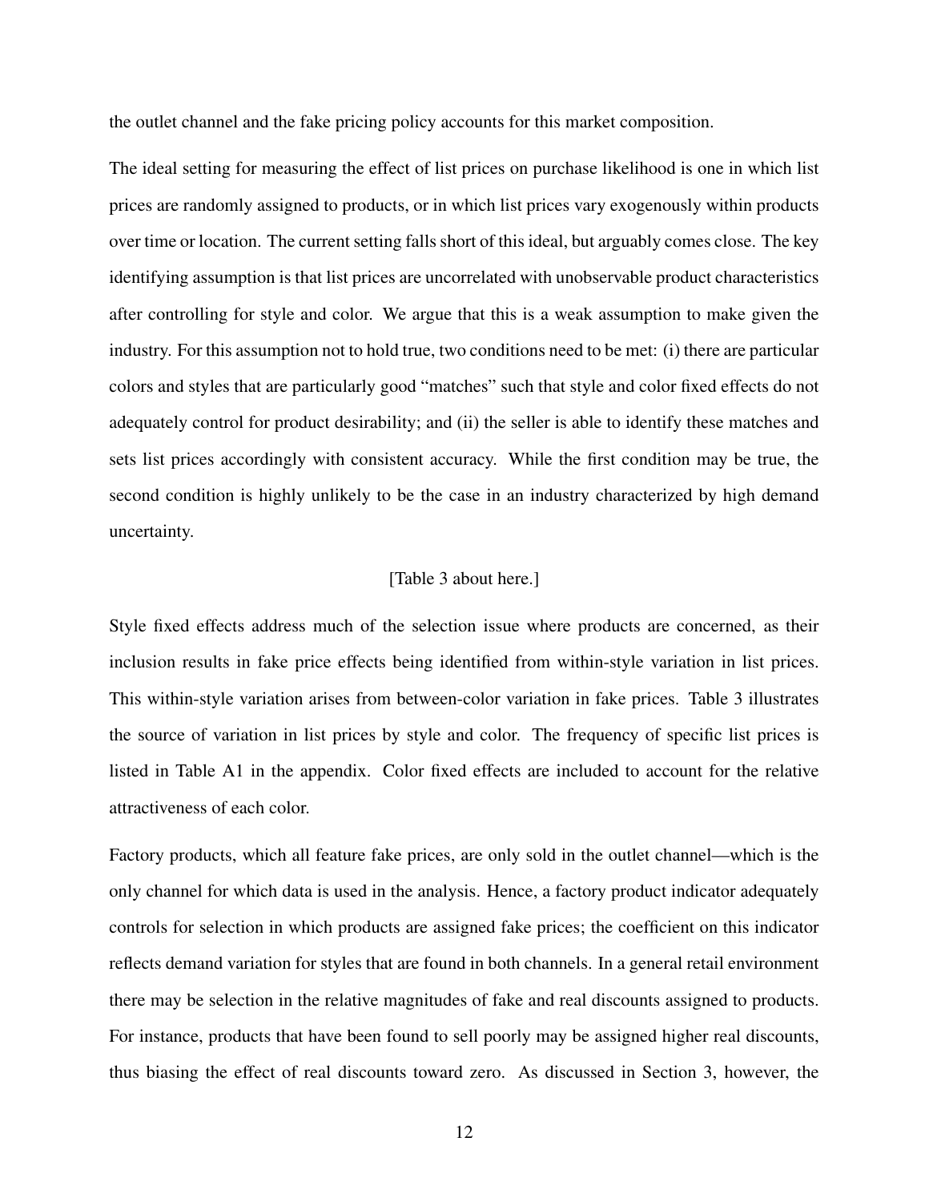the outlet channel and the fake pricing policy accounts for this market composition.

The ideal setting for measuring the effect of list prices on purchase likelihood is one in which list prices are randomly assigned to products, or in which list prices vary exogenously within products over time or location. The current setting falls short of this ideal, but arguably comes close. The key identifying assumption is that list prices are uncorrelated with unobservable product characteristics after controlling for style and color. We argue that this is a weak assumption to make given the industry. For this assumption not to hold true, two conditions need to be met: (i) there are particular colors and styles that are particularly good "matches" such that style and color fixed effects do not adequately control for product desirability; and (ii) the seller is able to identify these matches and sets list prices accordingly with consistent accuracy. While the first condition may be true, the second condition is highly unlikely to be the case in an industry characterized by high demand uncertainty.

[Table 3 about here.]

Style fixed effects address much of the selection issue where products are concerned, as their inclusion results in fake price effects being identified from within-style variation in list prices. This within-style variation arises from between-color variation in fake prices. Table 3 illustrates the source of variation in list prices by style and color. The frequency of specific list prices is listed in Table A1 in the appendix. Color fixed effects are included to account for the relative attractiveness of each color.

Factory products, which all feature fake prices, are only sold in the outlet channel—which is the only channel for which data is used in the analysis. Hence, a factory product indicator adequately controls for selection in which products are assigned fake prices; the coefficient on this indicator reflects demand variation for styles that are found in both channels. In a general retail environment there may be selection in the relative magnitudes of fake and real discounts assigned to products. For instance, products that have been found to sell poorly may be assigned higher real discounts, thus biasing the effect of real discounts toward zero. As discussed in Section 3, however, the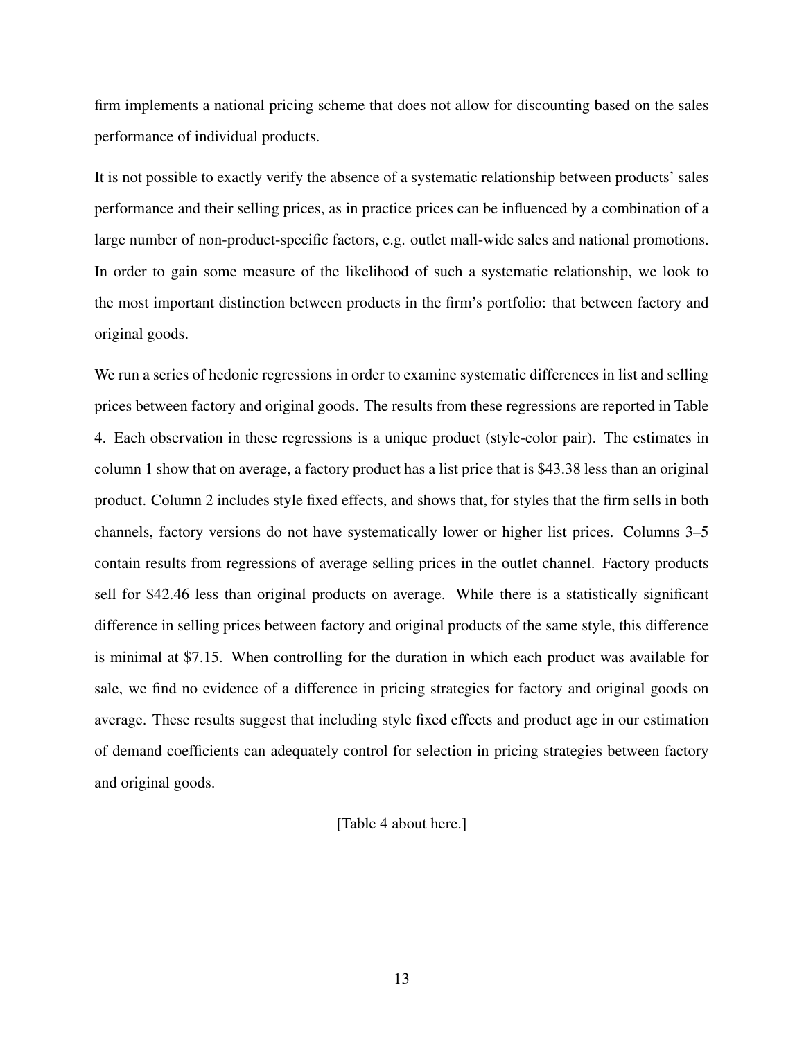firm implements a national pricing scheme that does not allow for discounting based on the sales performance of individual products.

It is not possible to exactly verify the absence of a systematic relationship between products' sales performance and their selling prices, as in practice prices can be influenced by a combination of a large number of non-product-specific factors, e.g. outlet mall-wide sales and national promotions. In order to gain some measure of the likelihood of such a systematic relationship, we look to the most important distinction between products in the firm's portfolio: that between factory and original goods.

We run a series of hedonic regressions in order to examine systematic differences in list and selling prices between factory and original goods. The results from these regressions are reported in Table 4. Each observation in these regressions is a unique product (style-color pair). The estimates in column 1 show that on average, a factory product has a list price that is $43.38 less than an original product. Column 2 includes style fixed effects, and shows that, for styles that the firm sells in both channels, factory versions do not have systematically lower or higher list prices. Columns 3–5 contain results from regressions of average selling prices in the outlet channel. Factory products sell for $42.46 less than original products on average. While there is a statistically significant difference in selling prices between factory and original products of the same style, this difference is minimal at $7.15. When controlling for the duration in which each product was available for sale, we find no evidence of a difference in pricing strategies for factory and original goods on average. These results suggest that including style fixed effects and product age in our estimation of demand coefficients can adequately control for selection in pricing strategies between factory and original goods.

[Table 4 about here.]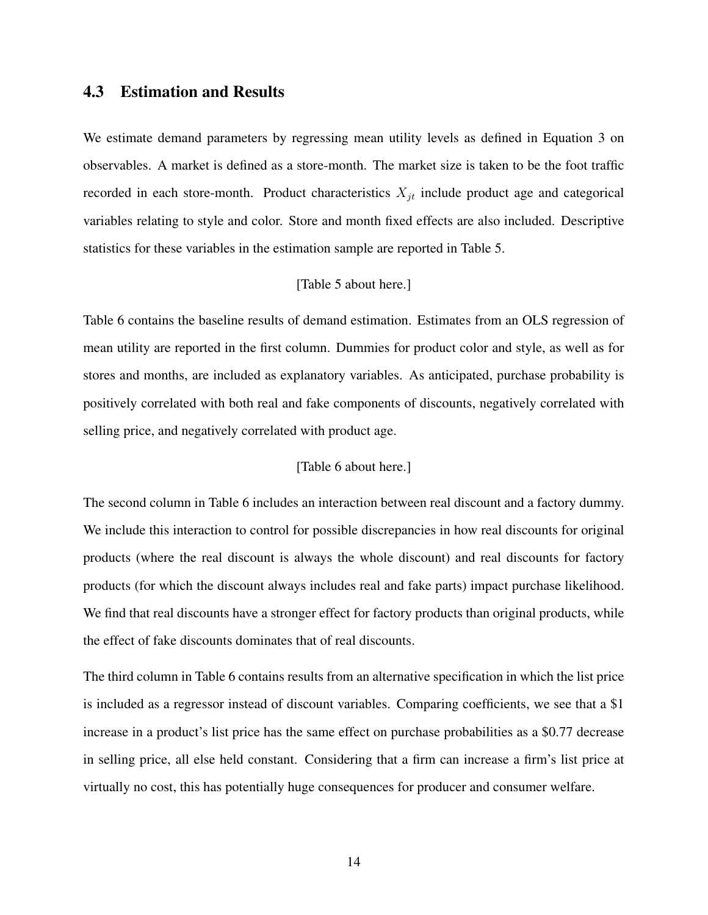### 4.3 Estimation and Results

We estimate demand parameters by regressing mean utility levels as defined in Equation 3 on observables. A market is defined as a store-month. The market size is taken to be the foot traffic recorded in each store-month. Product characteristics $X_{jt}$ include product age and categorical variables relating to style and color. Store and month fixed effects are also included. Descriptive statistics for these variables in the estimation sample are reported in Table 5.

[Table 5 about here.]

Table 6 contains the baseline results of demand estimation. Estimates from an OLS regression of mean utility are reported in the first column. Dummies for product color and style, as well as for stores and months, are included as explanatory variables. As anticipated, purchase probability is positively correlated with both real and fake components of discounts, negatively correlated with selling price, and negatively correlated with product age.

[Table 6 about here.]

The second column in Table 6 includes an interaction between real discount and a factory dummy. We include this interaction to control for possible discrepancies in how real discounts for original products (where the real discount is always the whole discount) and real discounts for factory products (for which the discount always includes real and fake parts) impact purchase likelihood. We find that real discounts have a stronger effect for factory products than original products, while the effect of fake discounts dominates that of real discounts.

The third column in Table 6 contains results from an alternative specification in which the list price is included as a regressor instead of discount variables. Comparing coefficients, we see that a \$1 increase in a product's list price has the same effect on purchase probabilities as a \$0.77 decrease in selling price, all else held constant. Considering that a firm can increase a firm's list price at virtually no cost, this has potentially huge consequences for producer and consumer welfare.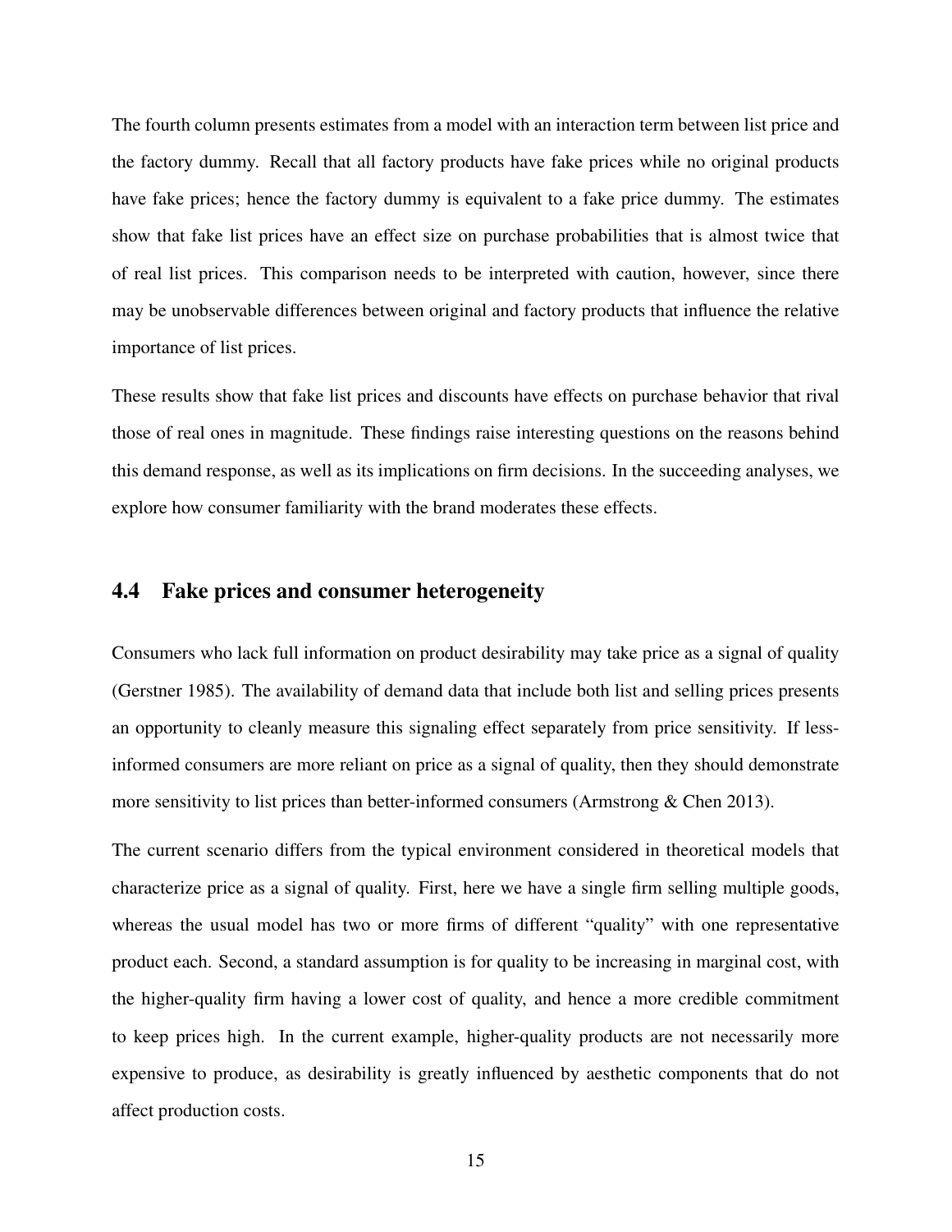The fourth column presents estimates from a model with an interaction term between list price and the factory dummy. Recall that all factory products have fake prices while no original products have fake prices; hence the factory dummy is equivalent to a fake price dummy. The estimates show that fake list prices have an effect size on purchase probabilities that is almost twice that of real list prices. This comparison needs to be interpreted with caution, however, since there may be unobservable differences between original and factory products that influence the relative importance of list prices.

These results show that fake list prices and discounts have effects on purchase behavior that rival those of real ones in magnitude. These findings raise interesting questions on the reasons behind this demand response, as well as its implications on firm decisions. In the succeeding analyses, we explore how consumer familiarity with the brand moderates these effects.

## 4.4 Fake prices and consumer heterogeneity

Consumers who lack full information on product desirability may take price as a signal of quality (Gerstner 1985). The availability of demand data that include both list and selling prices presents an opportunity to cleanly measure this signaling effect separately from price sensitivity. If less-informed consumers are more reliant on price as a signal of quality, then they should demonstrate more sensitivity to list prices than better-informed consumers (Armstrong & Chen 2013).

The current scenario differs from the typical environment considered in theoretical models that characterize price as a signal of quality. First, here we have a single firm selling multiple goods, whereas the usual model has two or more firms of different "quality" with one representative product each. Second, a standard assumption is for quality to be increasing in marginal cost, with the higher-quality firm having a lower cost of quality, and hence a more credible commitment to keep prices high. In the current example, higher-quality products are not necessarily more expensive to produce, as desirability is greatly influenced by aesthetic components that do not affect production costs.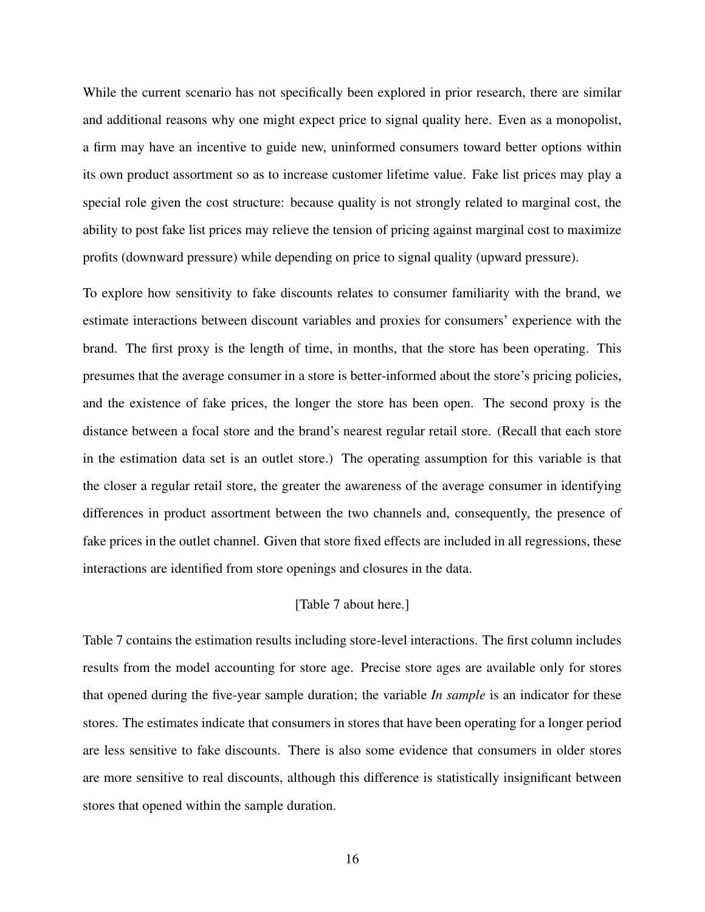While the current scenario has not specifically been explored in prior research, there are similar and additional reasons why one might expect price to signal quality here. Even as a monopolist, a firm may have an incentive to guide new, uninformed consumers toward better options within its own product assortment so as to increase customer lifetime value. Fake list prices may play a special role given the cost structure: because quality is not strongly related to marginal cost, the ability to post fake list prices may relieve the tension of pricing against marginal cost to maximize profits (downward pressure) while depending on price to signal quality (upward pressure).

To explore how sensitivity to fake discounts relates to consumer familiarity with the brand, we estimate interactions between discount variables and proxies for consumers' experience with the brand. The first proxy is the length of time, in months, that the store has been operating. This presumes that the average consumer in a store is better-informed about the store's pricing policies, and the existence of fake prices, the longer the store has been open. The second proxy is the distance between a focal store and the brand's nearest regular retail store. (Recall that each store in the estimation data set is an outlet store.) The operating assumption for this variable is that the closer a regular retail store, the greater the awareness of the average consumer in identifying differences in product assortment between the two channels and, consequently, the presence of fake prices in the outlet channel. Given that store fixed effects are included in all regressions, these interactions are identified from store openings and closures in the data.

[Table 7 about here.]

Table 7 contains the estimation results including store-level interactions. The first column includes results from the model accounting for store age. Precise store ages are available only for stores that opened during the five-year sample duration; the variable *In sample* is an indicator for these stores. The estimates indicate that consumers in stores that have been operating for a longer period are less sensitive to fake discounts. There is also some evidence that consumers in older stores are more sensitive to real discounts, although this difference is statistically insignificant between stores that opened within the sample duration.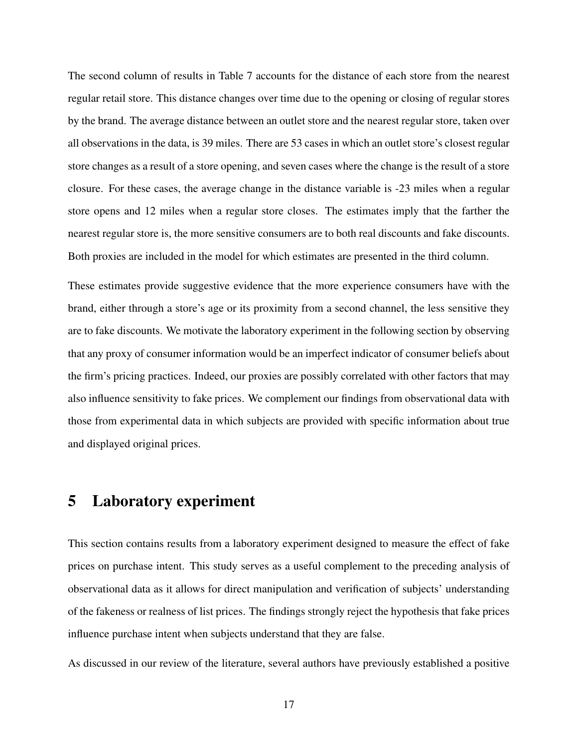The second column of results in Table 7 accounts for the distance of each store from the nearest regular retail store. This distance changes over time due to the opening or closing of regular stores by the brand. The average distance between an outlet store and the nearest regular store, taken over all observations in the data, is 39 miles. There are 53 cases in which an outlet store's closest regular store changes as a result of a store opening, and seven cases where the change is the result of a store closure. For these cases, the average change in the distance variable is -23 miles when a regular store opens and 12 miles when a regular store closes. The estimates imply that the farther the nearest regular store is, the more sensitive consumers are to both real discounts and fake discounts. Both proxies are included in the model for which estimates are presented in the third column.

These estimates provide suggestive evidence that the more experience consumers have with the brand, either through a store's age or its proximity from a second channel, the less sensitive they are to fake discounts. We motivate the laboratory experiment in the following section by observing that any proxy of consumer information would be an imperfect indicator of consumer beliefs about the firm's pricing practices. Indeed, our proxies are possibly correlated with other factors that may also influence sensitivity to fake prices. We complement our findings from observational data with those from experimental data in which subjects are provided with specific information about true and displayed original prices.

# 5 Laboratory experiment

This section contains results from a laboratory experiment designed to measure the effect of fake prices on purchase intent. This study serves as a useful complement to the preceding analysis of observational data as it allows for direct manipulation and verification of subjects' understanding of the fakeness or realness of list prices. The findings strongly reject the hypothesis that fake prices influence purchase intent when subjects understand that they are false.

As discussed in our review of the literature, several authors have previously established a positive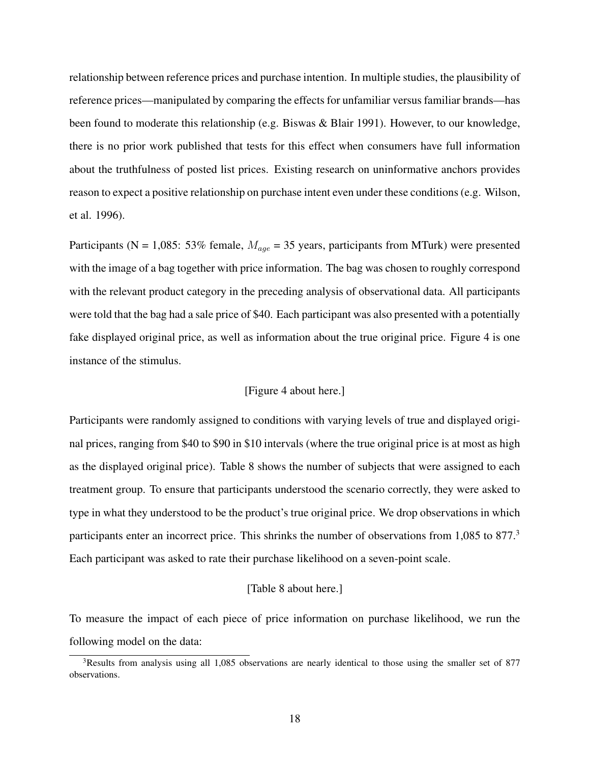relationship between reference prices and purchase intention. In multiple studies, the plausibility of reference prices—manipulated by comparing the effects for unfamiliar versus familiar brands—has been found to moderate this relationship (e.g. Biswas & Blair 1991). However, to our knowledge, there is no prior work published that tests for this effect when consumers have full information about the truthfulness of posted list prices. Existing research on uninformative anchors provides reason to expect a positive relationship on purchase intent even under these conditions (e.g. Wilson, et al. 1996).

Participants (N = 1,085: 53% female, $M_{age}$ = 35 years, participants from MTurk) were presented with the image of a bag together with price information. The bag was chosen to roughly correspond with the relevant product category in the preceding analysis of observational data. All participants were told that the bag had a sale price of $40. Each participant was also presented with a potentially fake displayed original price, as well as information about the true original price. Figure 4 is one instance of the stimulus.

[Figure 4 about here.]

Participants were randomly assigned to conditions with varying levels of true and displayed original prices, ranging from $40 to $90 in $10 intervals (where the true original price is at most as high as the displayed original price). Table 8 shows the number of subjects that were assigned to each treatment group. To ensure that participants understood the scenario correctly, they were asked to type in what they understood to be the product's true original price. We drop observations in which participants enter an incorrect price. This shrinks the number of observations from 1,085 to 877.[3] Each participant was asked to rate their purchase likelihood on a seven-point scale.

[Table 8 about here.]

To measure the impact of each piece of price information on purchase likelihood, we run the following model on the data:

[3] Results from analysis using all 1,085 observations are nearly identical to those using the smaller set of 877 observations.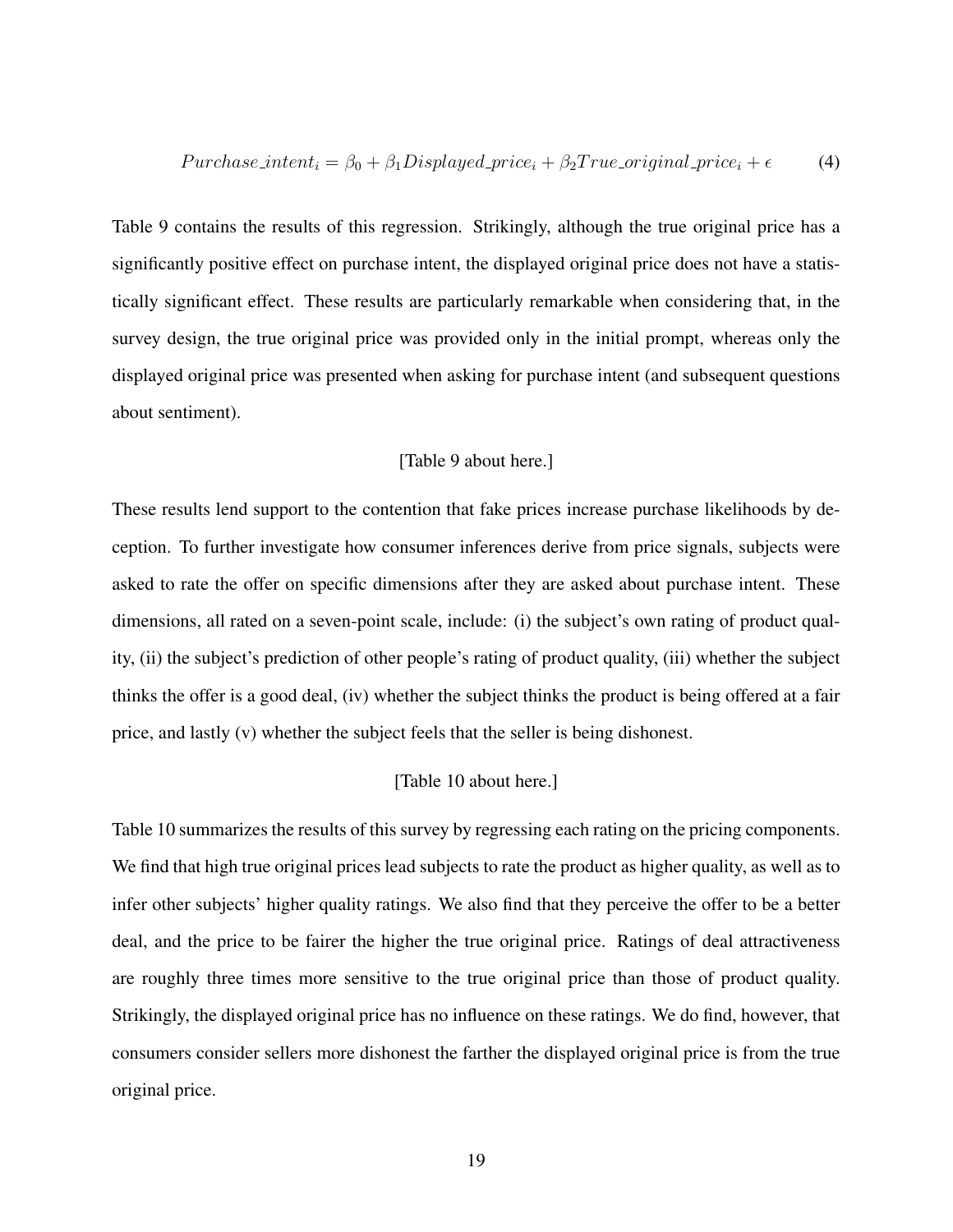$$Purchase\_intent_i = \beta_0 + \beta_1 Displayed\_price_i + \beta_2 True\_original\_price_i + \epsilon \tag{4}$$

Table 9 contains the results of this regression. Strikingly, although the true original price has a significantly positive effect on purchase intent, the displayed original price does not have a statistically significant effect. These results are particularly remarkable when considering that, in the survey design, the true original price was provided only in the initial prompt, whereas only the displayed original price was presented when asking for purchase intent (and subsequent questions about sentiment).

[Table 9 about here.]

These results lend support to the contention that fake prices increase purchase likelihoods by deception. To further investigate how consumer inferences derive from price signals, subjects were asked to rate the offer on specific dimensions after they are asked about purchase intent. These dimensions, all rated on a seven-point scale, include: (i) the subject's own rating of product quality, (ii) the subject's prediction of other people's rating of product quality, (iii) whether the subject thinks the offer is a good deal, (iv) whether the subject thinks the product is being offered at a fair price, and lastly (v) whether the subject feels that the seller is being dishonest.

[Table 10 about here.]

Table 10 summarizes the results of this survey by regressing each rating on the pricing components. We find that high true original prices lead subjects to rate the product as higher quality, as well as to infer other subjects' higher quality ratings. We also find that they perceive the offer to be a better deal, and the price to be fairer the higher the true original price. Ratings of deal attractiveness are roughly three times more sensitive to the true original price than those of product quality. Strikingly, the displayed original price has no influence on these ratings. We do find, however, that consumers consider sellers more dishonest the farther the displayed original price is from the true original price.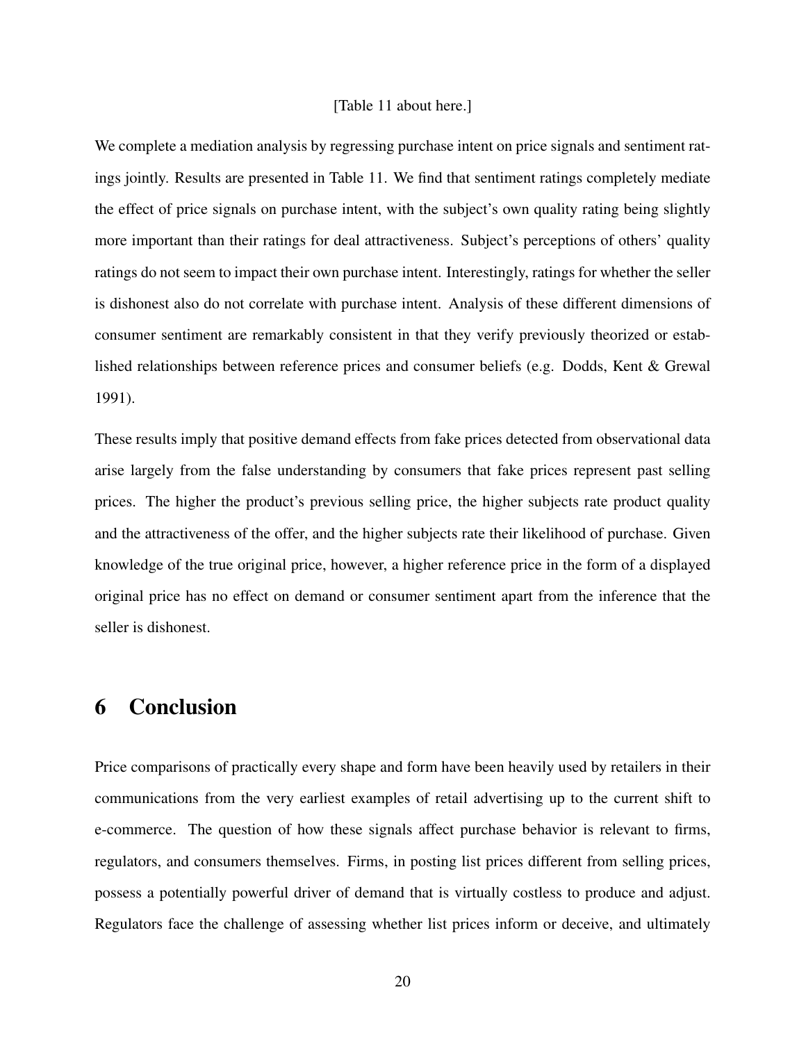[Table 11 about here.]

We complete a mediation analysis by regressing purchase intent on price signals and sentiment ratings jointly. Results are presented in Table 11. We find that sentiment ratings completely mediate the effect of price signals on purchase intent, with the subject's own quality rating being slightly more important than their ratings for deal attractiveness. Subject's perceptions of others' quality ratings do not seem to impact their own purchase intent. Interestingly, ratings for whether the seller is dishonest also do not correlate with purchase intent. Analysis of these different dimensions of consumer sentiment are remarkably consistent in that they verify previously theorized or established relationships between reference prices and consumer beliefs (e.g. Dodds, Kent & Grewal 1991).

These results imply that positive demand effects from fake prices detected from observational data arise largely from the false understanding by consumers that fake prices represent past selling prices. The higher the product's previous selling price, the higher subjects rate product quality and the attractiveness of the offer, and the higher subjects rate their likelihood of purchase. Given knowledge of the true original price, however, a higher reference price in the form of a displayed original price has no effect on demand or consumer sentiment apart from the inference that the seller is dishonest.

# 6 Conclusion

Price comparisons of practically every shape and form have been heavily used by retailers in their communications from the very earliest examples of retail advertising up to the current shift to e-commerce. The question of how these signals affect purchase behavior is relevant to firms, regulators, and consumers themselves. Firms, in posting list prices different from selling prices, possess a potentially powerful driver of demand that is virtually costless to produce and adjust. Regulators face the challenge of assessing whether list prices inform or deceive, and ultimately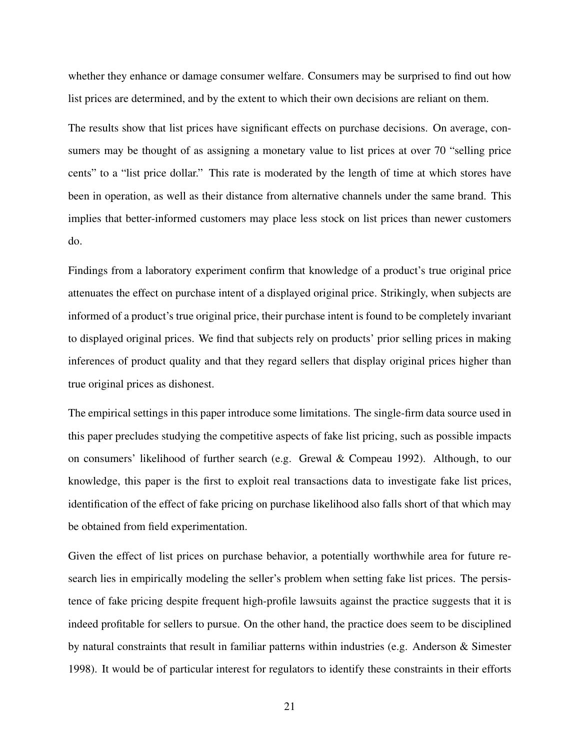whether they enhance or damage consumer welfare. Consumers may be surprised to find out how list prices are determined, and by the extent to which their own decisions are reliant on them.

The results show that list prices have significant effects on purchase decisions. On average, consumers may be thought of as assigning a monetary value to list prices at over 70 "selling price cents" to a "list price dollar." This rate is moderated by the length of time at which stores have been in operation, as well as their distance from alternative channels under the same brand. This implies that better-informed customers may place less stock on list prices than newer customers do.

Findings from a laboratory experiment confirm that knowledge of a product's true original price attenuates the effect on purchase intent of a displayed original price. Strikingly, when subjects are informed of a product's true original price, their purchase intent is found to be completely invariant to displayed original prices. We find that subjects rely on products' prior selling prices in making inferences of product quality and that they regard sellers that display original prices higher than true original prices as dishonest.

The empirical settings in this paper introduce some limitations. The single-firm data source used in this paper precludes studying the competitive aspects of fake list pricing, such as possible impacts on consumers' likelihood of further search (e.g. Grewal & Compeau 1992). Although, to our knowledge, this paper is the first to exploit real transactions data to investigate fake list prices, identification of the effect of fake pricing on purchase likelihood also falls short of that which may be obtained from field experimentation.

Given the effect of list prices on purchase behavior, a potentially worthwhile area for future research lies in empirically modeling the seller's problem when setting fake list prices. The persistence of fake pricing despite frequent high-profile lawsuits against the practice suggests that it is indeed profitable for sellers to pursue. On the other hand, the practice does seem to be disciplined by natural constraints that result in familiar patterns within industries (e.g. Anderson & Simester 1998). It would be of particular interest for regulators to identify these constraints in their efforts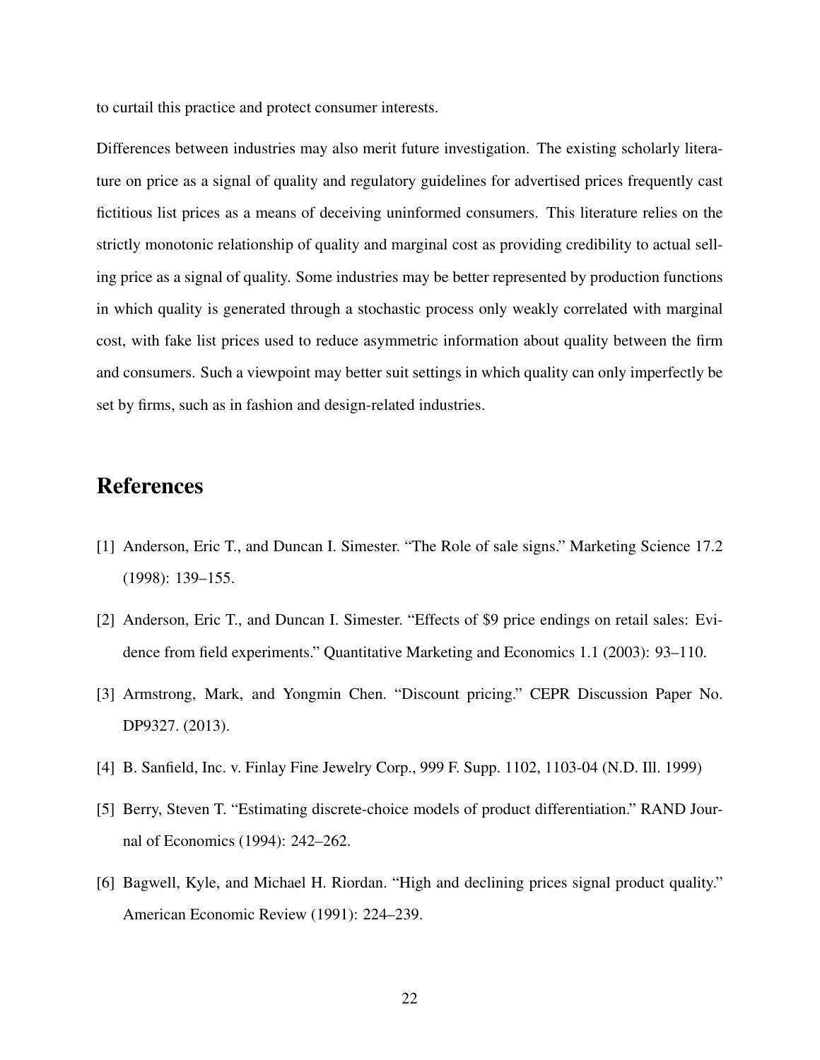to curtail this practice and protect consumer interests.

Differences between industries may also merit future investigation. The existing scholarly literature on price as a signal of quality and regulatory guidelines for advertised prices frequently cast fictitious list prices as a means of deceiving uninformed consumers. This literature relies on the strictly monotonic relationship of quality and marginal cost as providing credibility to actual selling price as a signal of quality. Some industries may be better represented by production functions in which quality is generated through a stochastic process only weakly correlated with marginal cost, with fake list prices used to reduce asymmetric information about quality between the firm and consumers. Such a viewpoint may better suit settings in which quality can only imperfectly be set by firms, such as in fashion and design-related industries.

# References

[1] Anderson, Eric T., and Duncan I. Simester. "The Role of sale signs." Marketing Science 17.2 (1998): 139–155.

[2] Anderson, Eric T., and Duncan I. Simester. "Effects of $9 price endings on retail sales: Evidence from field experiments." Quantitative Marketing and Economics 1.1 (2003): 93–110.

[3] Armstrong, Mark, and Yongmin Chen. "Discount pricing." CEPR Discussion Paper No. DP9327. (2013).

[4] B. Sanfield, Inc. v. Finlay Fine Jewelry Corp., 999 F. Supp. 1102, 1103-04 (N.D. Ill. 1999)

[5] Berry, Steven T. "Estimating discrete-choice models of product differentiation." RAND Journal of Economics (1994): 242–262.

[6] Bagwell, Kyle, and Michael H. Riordan. "High and declining prices signal product quality." American Economic Review (1991): 224–239.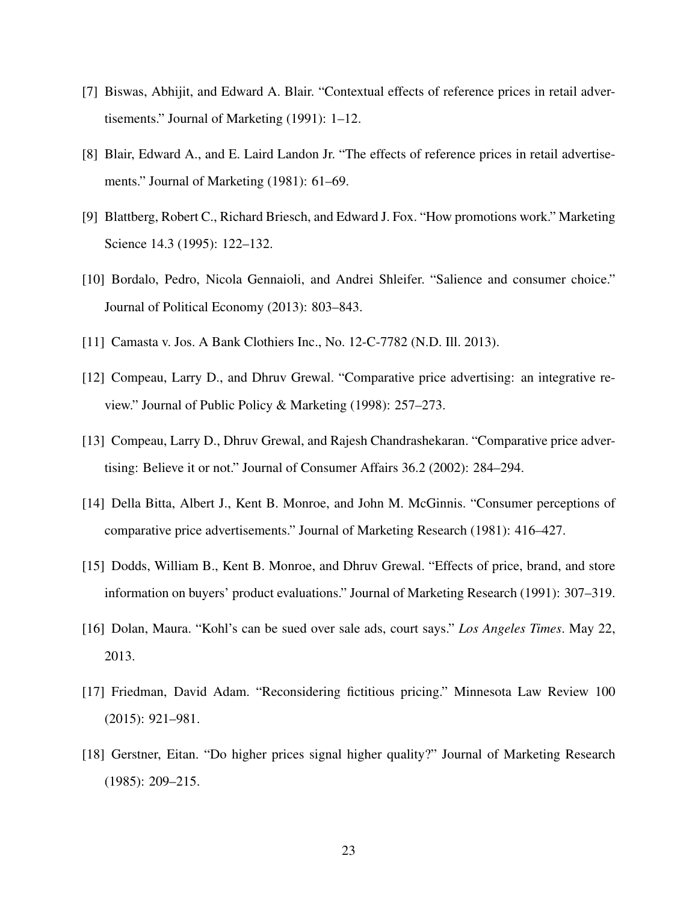[7] Biswas, Abhijit, and Edward A. Blair. "Contextual effects of reference prices in retail advertisements." Journal of Marketing (1991): 1–12.

[8] Blair, Edward A., and E. Laird Landon Jr. "The effects of reference prices in retail advertisements." Journal of Marketing (1981): 61–69.

[9] Blattberg, Robert C., Richard Briesch, and Edward J. Fox. "How promotions work." Marketing Science 14.3 (1995): 122–132.

[10] Bordalo, Pedro, Nicola Gennaioli, and Andrei Shleifer. "Salience and consumer choice." Journal of Political Economy (2013): 803–843.

[11] Camasta v. Jos. A Bank Clothiers Inc., No. 12-C-7782 (N.D. Ill. 2013).

[12] Compeau, Larry D., and Dhruv Grewal. "Comparative price advertising: an integrative review." Journal of Public Policy & Marketing (1998): 257–273.

[13] Compeau, Larry D., Dhruv Grewal, and Rajesh Chandrashekaran. "Comparative price advertising: Believe it or not." Journal of Consumer Affairs 36.2 (2002): 284–294.

[14] Della Bitta, Albert J., Kent B. Monroe, and John M. McGinnis. "Consumer perceptions of comparative price advertisements." Journal of Marketing Research (1981): 416–427.

[15] Dodds, William B., Kent B. Monroe, and Dhruv Grewal. "Effects of price, brand, and store information on buyers' product evaluations." Journal of Marketing Research (1991): 307–319.

[16] Dolan, Maura. "Kohl's can be sued over sale ads, court says." *Los Angeles Times*. May 22, 2013.

[17] Friedman, David Adam. "Reconsidering fictitious pricing." Minnesota Law Review 100 (2015): 921–981.

[18] Gerstner, Eitan. "Do higher prices signal higher quality?" Journal of Marketing Research (1985): 209–215.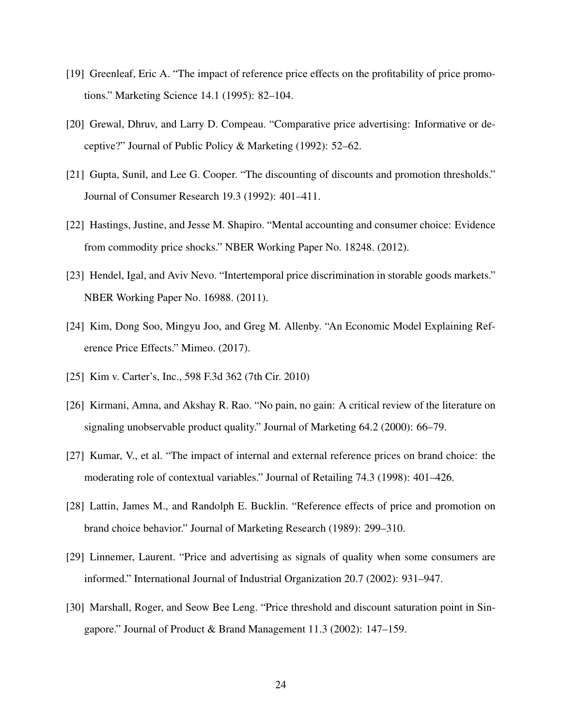[19] Greenleaf, Eric A. "The impact of reference price effects on the profitability of price promotions." Marketing Science 14.1 (1995): 82–104.

[20] Grewal, Dhruv, and Larry D. Compeau. "Comparative price advertising: Informative or deceptive?" Journal of Public Policy & Marketing (1992): 52–62.

[21] Gupta, Sunil, and Lee G. Cooper. "The discounting of discounts and promotion thresholds." Journal of Consumer Research 19.3 (1992): 401–411.

[22] Hastings, Justine, and Jesse M. Shapiro. "Mental accounting and consumer choice: Evidence from commodity price shocks." NBER Working Paper No. 18248. (2012).

[23] Hendel, Igal, and Aviv Nevo. "Intertemporal price discrimination in storable goods markets." NBER Working Paper No. 16988. (2011).

[24] Kim, Dong Soo, Mingyu Joo, and Greg M. Allenby. "An Economic Model Explaining Reference Price Effects." Mimeo. (2017).

[25] Kim v. Carter's, Inc., 598 F.3d 362 (7th Cir. 2010)

[26] Kirmani, Amna, and Akshay R. Rao. "No pain, no gain: A critical review of the literature on signaling unobservable product quality." Journal of Marketing 64.2 (2000): 66–79.

[27] Kumar, V., et al. "The impact of internal and external reference prices on brand choice: the moderating role of contextual variables." Journal of Retailing 74.3 (1998): 401–426.

[28] Lattin, James M., and Randolph E. Bucklin. "Reference effects of price and promotion on brand choice behavior." Journal of Marketing Research (1989): 299–310.

[29] Linnemer, Laurent. "Price and advertising as signals of quality when some consumers are informed." International Journal of Industrial Organization 20.7 (2002): 931–947.

[30] Marshall, Roger, and Seow Bee Leng. "Price threshold and discount saturation point in Singapore." Journal of Product & Brand Management 11.3 (2002): 147–159.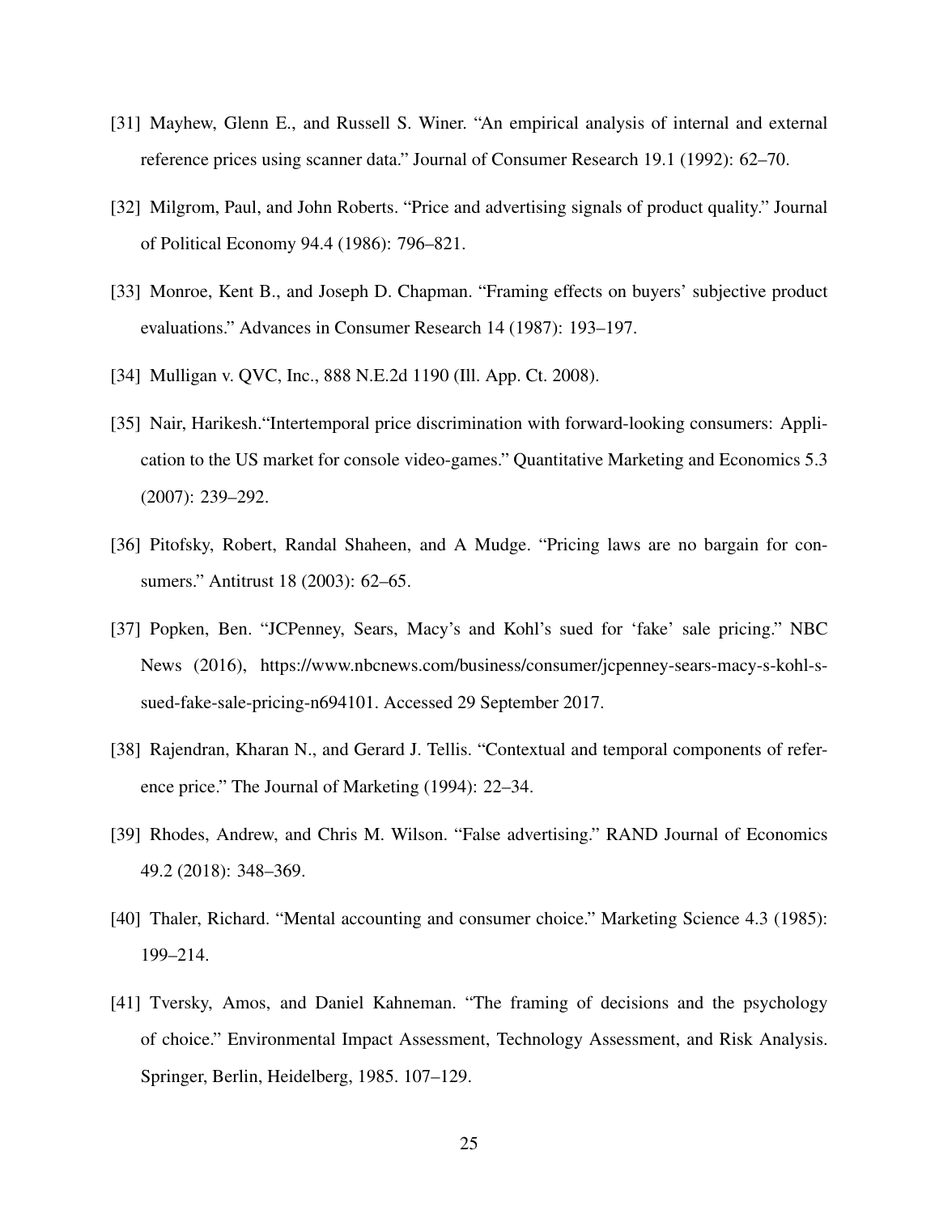[31] Mayhew, Glenn E., and Russell S. Winer. "An empirical analysis of internal and external reference prices using scanner data." Journal of Consumer Research 19.1 (1992): 62–70.

[32] Milgrom, Paul, and John Roberts. "Price and advertising signals of product quality." Journal of Political Economy 94.4 (1986): 796–821.

[33] Monroe, Kent B., and Joseph D. Chapman. "Framing effects on buyers' subjective product evaluations." Advances in Consumer Research 14 (1987): 193–197.

[34] Mulligan v. QVC, Inc., 888 N.E.2d 1190 (Ill. App. Ct. 2008).

[35] Nair, Harikesh."Intertemporal price discrimination with forward-looking consumers: Application to the US market for console video-games." Quantitative Marketing and Economics 5.3 (2007): 239–292.

[36] Pitofsky, Robert, Randal Shaheen, and A Mudge. "Pricing laws are no bargain for consumers." Antitrust 18 (2003): 62–65.

[37] Popken, Ben. "JCPenney, Sears, Macy's and Kohl's sued for 'fake' sale pricing." NBC News (2016), https://www.nbcnews.com/business/consumer/jcpenney-sears-macy-s-kohl-s-sued-fake-sale-pricing-n694101. Accessed 29 September 2017.

[38] Rajendran, Kharan N., and Gerard J. Tellis. "Contextual and temporal components of reference price." The Journal of Marketing (1994): 22–34.

[39] Rhodes, Andrew, and Chris M. Wilson. "False advertising." RAND Journal of Economics 49.2 (2018): 348–369.

[40] Thaler, Richard. "Mental accounting and consumer choice." Marketing Science 4.3 (1985): 199–214.

[41] Tversky, Amos, and Daniel Kahneman. "The framing of decisions and the psychology of choice." Environmental Impact Assessment, Technology Assessment, and Risk Analysis. Springer, Berlin, Heidelberg, 1985. 107–129.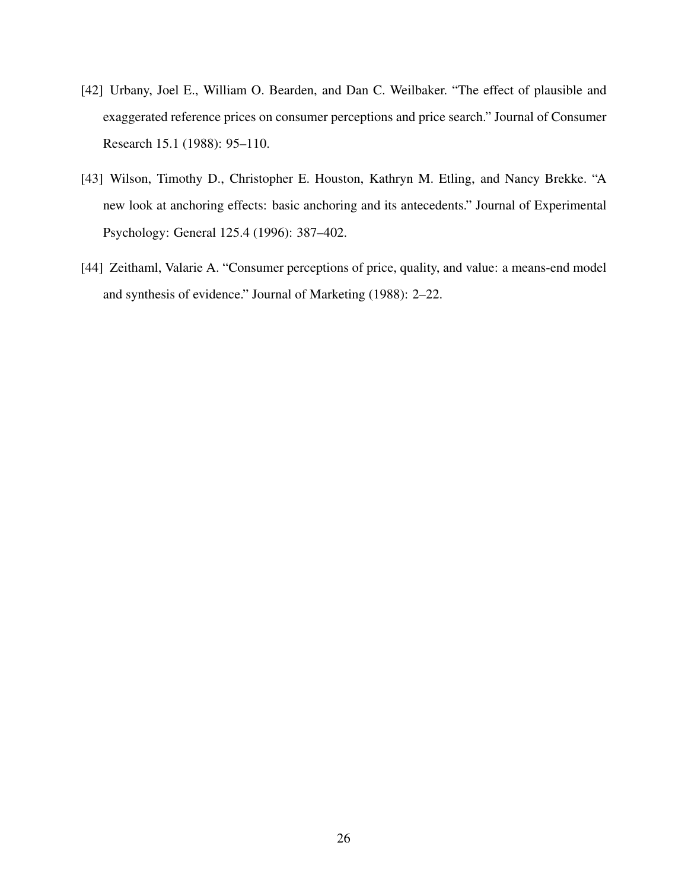[42] Urbany, Joel E., William O. Bearden, and Dan C. Weilbaker. "The effect of plausible and exaggerated reference prices on consumer perceptions and price search." Journal of Consumer Research 15.1 (1988): 95–110.

[43] Wilson, Timothy D., Christopher E. Houston, Kathryn M. Etling, and Nancy Brekke. "A new look at anchoring effects: basic anchoring and its antecedents." Journal of Experimental Psychology: General 125.4 (1996): 387–402.

[44] Zeithaml, Valarie A. "Consumer perceptions of price, quality, and value: a means-end model and synthesis of evidence." Journal of Marketing (1988): 2–22.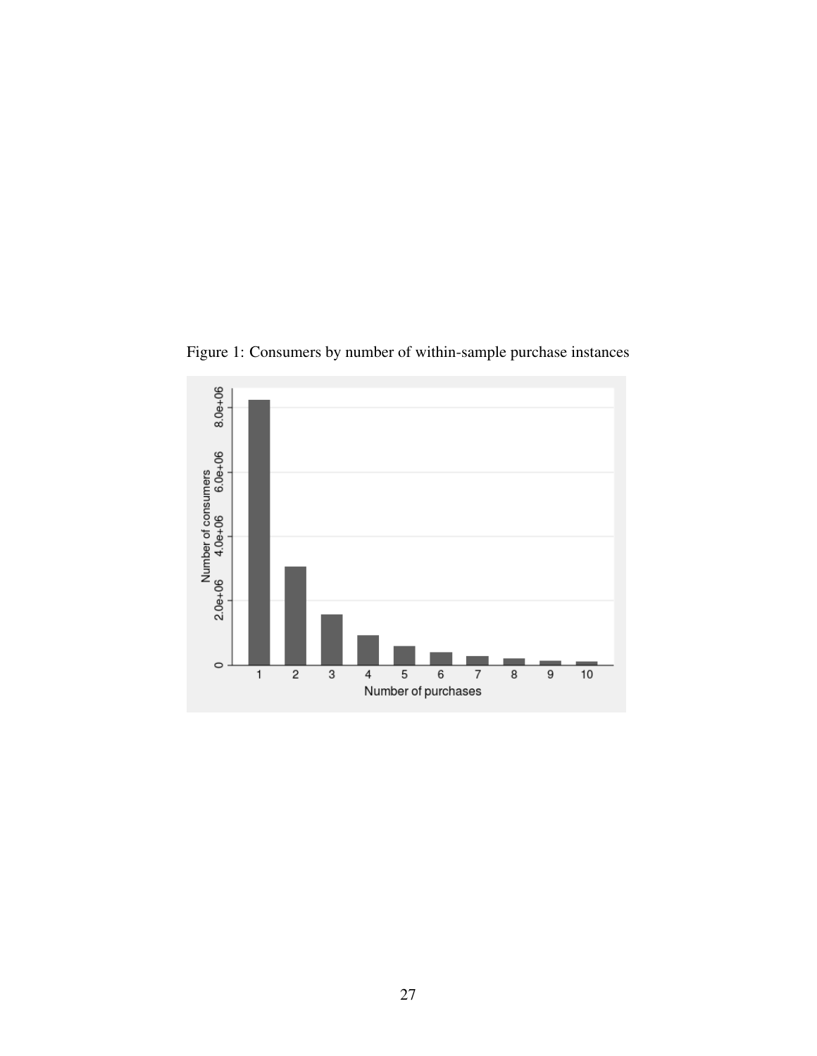Figure 1: Consumers by number of within-sample purchase instances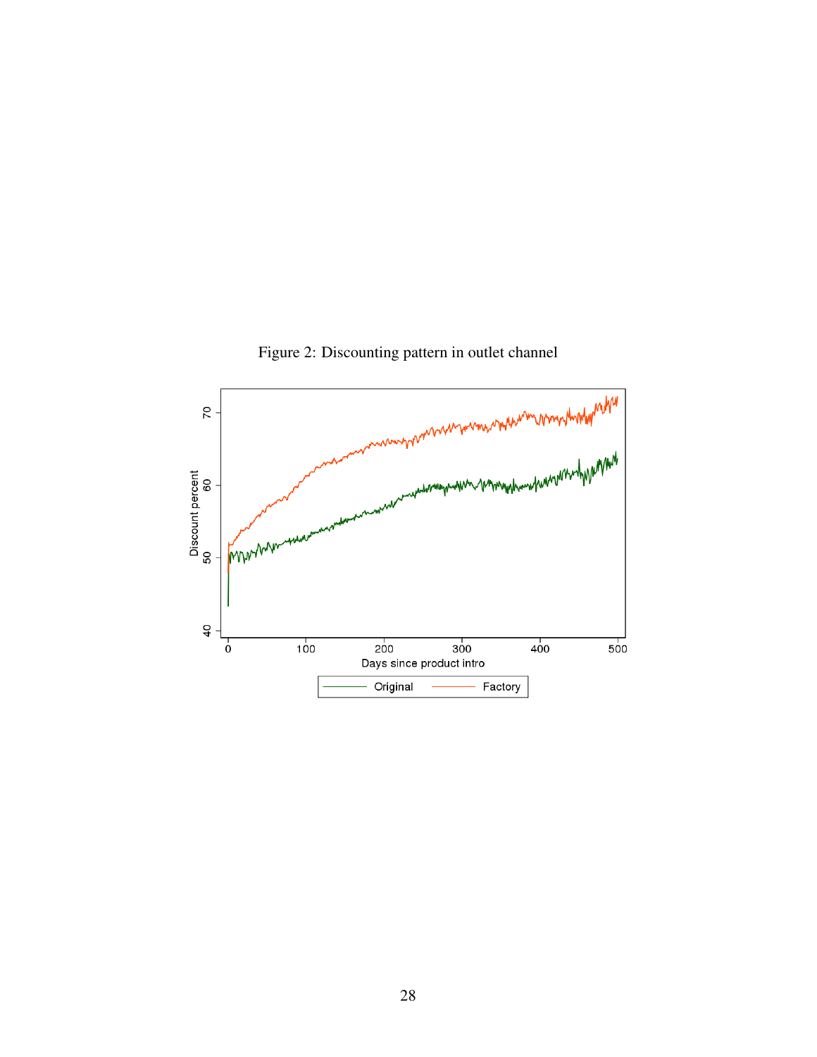Figure 2: Discounting pattern in outlet channel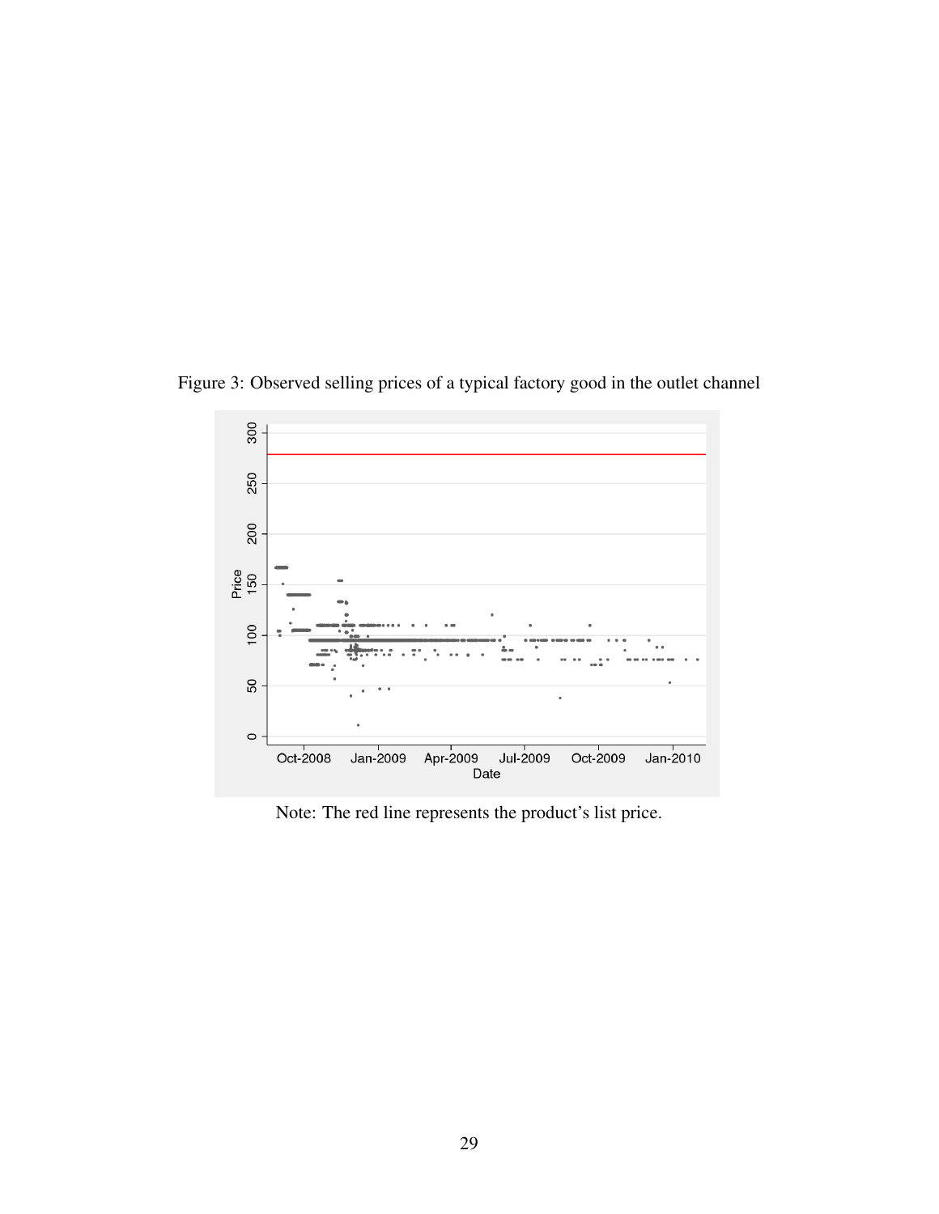Figure 3: Observed selling prices of a typical factory good in the outlet channel

Note: The red line represents the product's list price.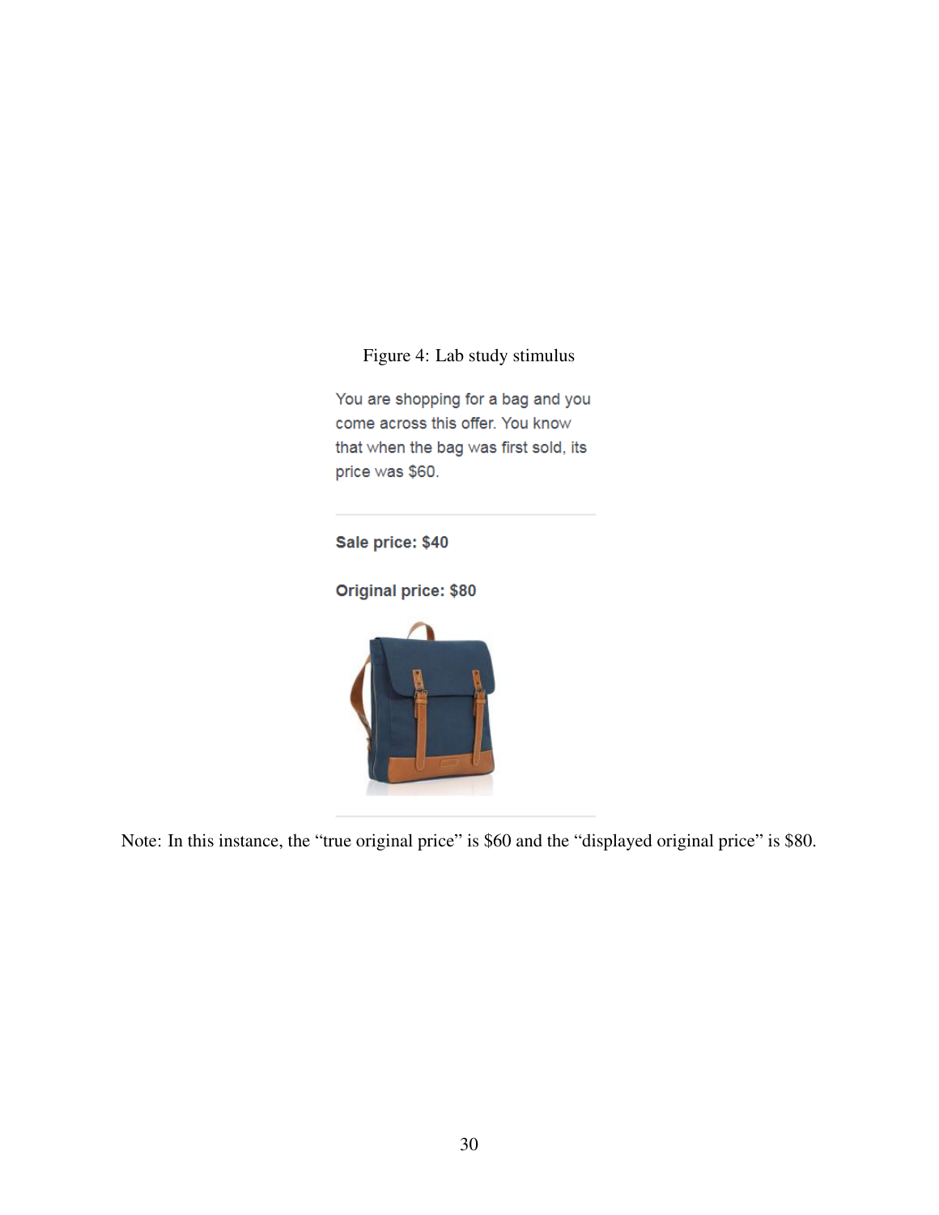Figure 4: Lab study stimulus

You are shopping for a bag and you come across this offer. You know that when the bag was first sold, its price was $60.

**Sale price: $40**

**Original price: $80**

Note: In this instance, the "true original price" is $60 and the "displayed original price" is $80.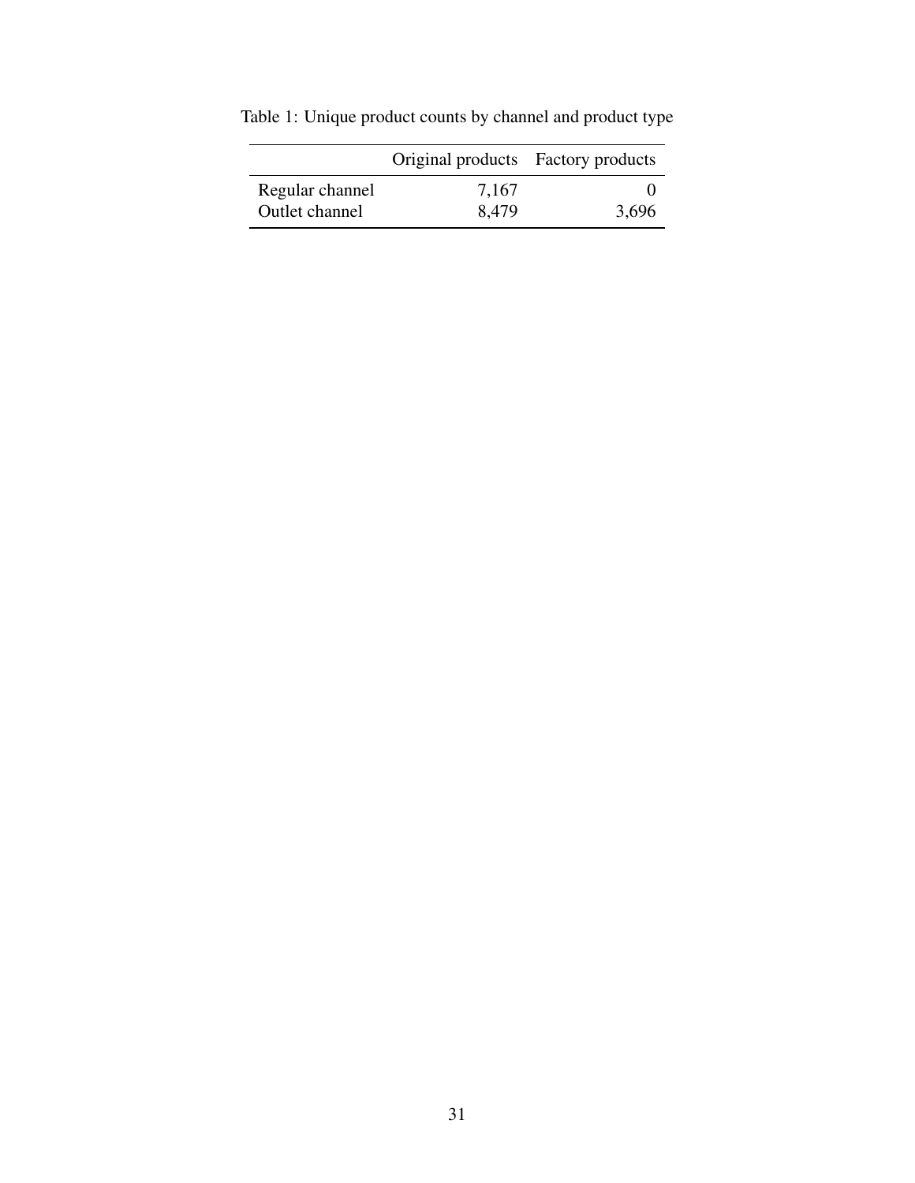Table 1: Unique product counts by channel and product type

| | Original products | Factory products |
|---|---|---|
| Regular channel | 7,167 | 0 |
| Outlet channel | 8,479 | 3,696 |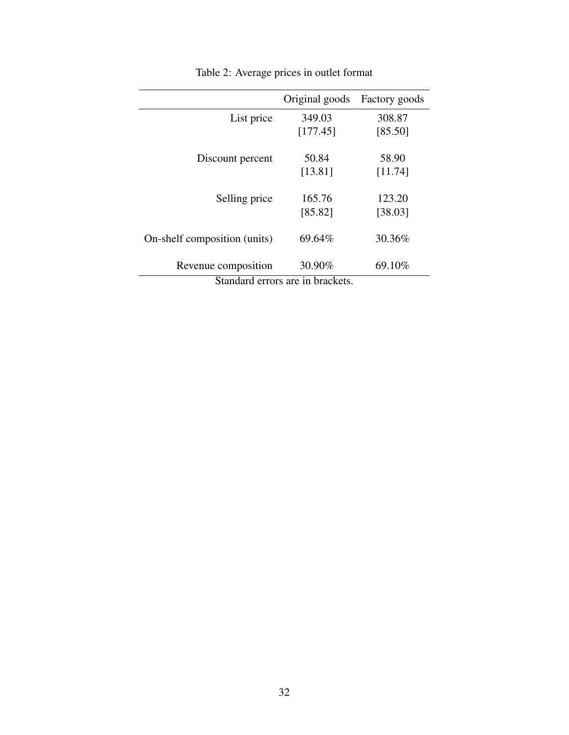Table 2: Average prices in outlet format

| | Original goods | Factory goods |
|---|---|---|
| List price | 349.03 | 308.87 |
| | [177.45] | [85.50] |
| Discount percent | 50.84 | 58.90 |
| | [13.81] | [11.74] |
| Selling price | 165.76 | 123.20 |
| | [85.82] | [38.03] |
| On-shelf composition (units) | 69.64% | 30.36% |
| Revenue composition | 30.90% | 69.10% |

Standard errors are in brackets.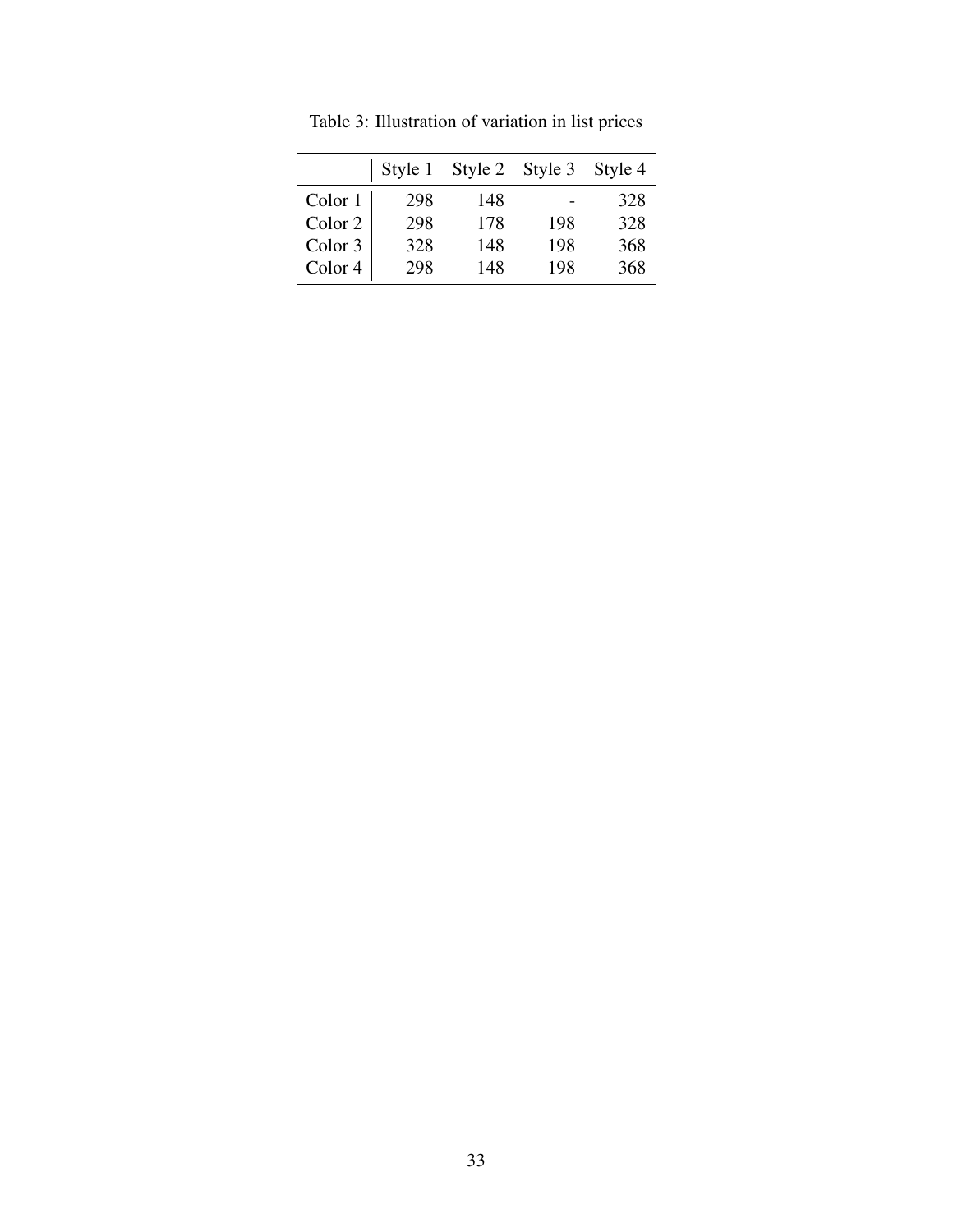Table 3: Illustration of variation in list prices

| | Style 1 | Style 2 | Style 3 | Style 4 |
|---|---|---|---|---|
| Color 1 | 298 | 148 | - | 328 |
| Color 2 | 298 | 178 | 198 | 328 |
| Color 3 | 328 | 148 | 198 | 368 |
| Color 4 | 298 | 148 | 198 | 368 |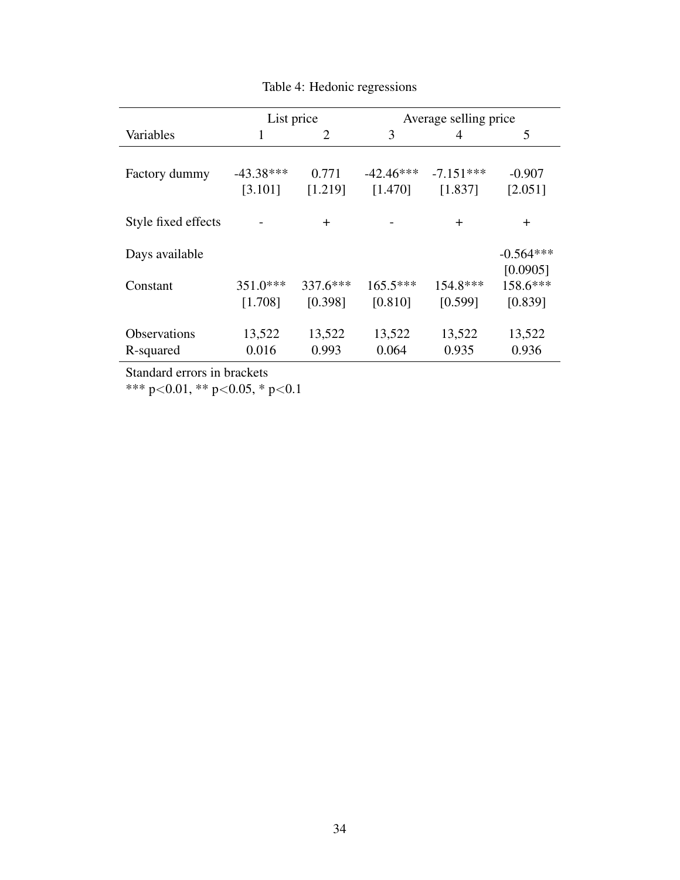Table 4: Hedonic regressions

| | List price | | Average selling price | | |
|---|---|---|---|---|---|
| Variables | 1 | 2 | 3 | 4 | 5 |
| Factory dummy | -43.38*** | 0.771 | -42.46*** | -7.151*** | -0.907 |
| | [3.101] | [1.219] | [1.470] | [1.837] | [2.051] |
| Style fixed effects | - | + | - | + | + |
| Days available | | | | | -0.564*** |
| | | | | | [0.0905] |
| Constant | 351.0*** | 337.6*** | 165.5*** | 154.8*** | 158.6*** |
| | [1.708] | [0.398] | [0.810] | [0.599] | [0.839] |
| Observations | 13,522 | 13,522 | 13,522 | 13,522 | 13,522 |
| R-squared | 0.016 | 0.993 | 0.064 | 0.935 | 0.936 |

Standard errors in brackets
*** $p<0.01$, ** $p<0.05$, * $p<0.1$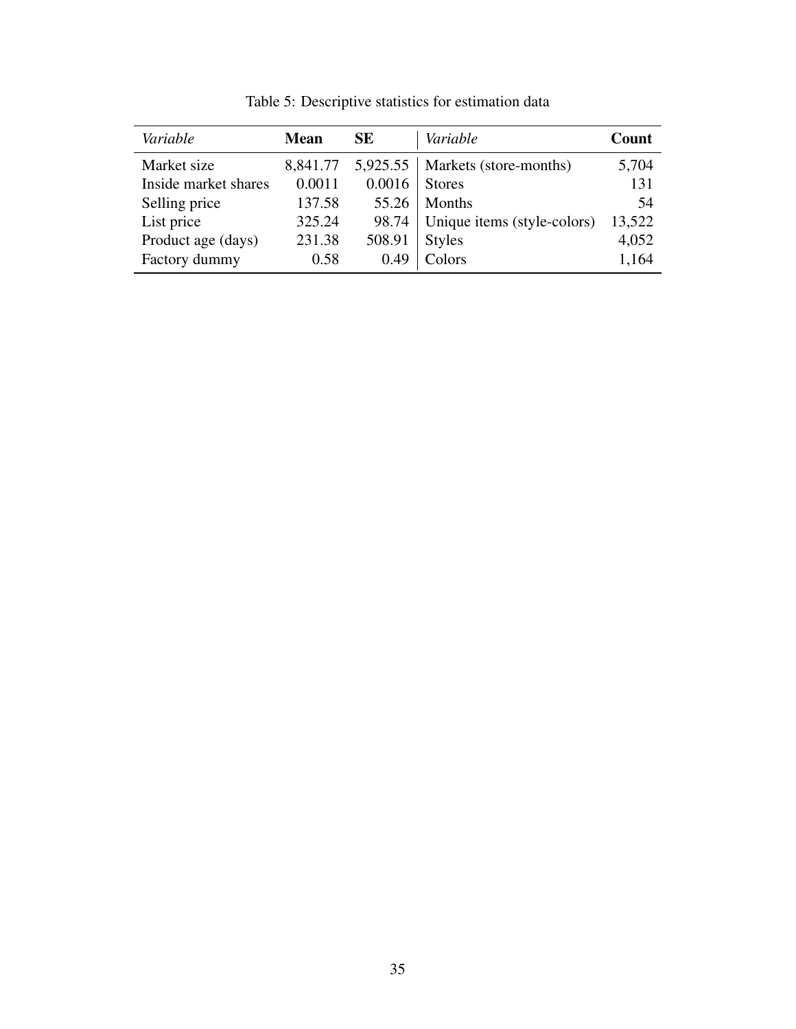Table 5: Descriptive statistics for estimation data

| *Variable* | **Mean** | **SE** | *Variable* | **Count** |
|---|---|---|---|---|
| Market size | 8,841.77 | 5,925.55 | Markets (store-months) | 5,704 |
| Inside market shares | 0.0011 | 0.0016 | Stores | 131 |
| Selling price | 137.58 | 55.26 | Months | 54 |
| List price | 325.24 | 98.74 | Unique items (style-colors) | 13,522 |
| Product age (days) | 231.38 | 508.91 | Styles | 4,052 |
| Factory dummy | 0.58 | 0.49 | Colors | 1,164 |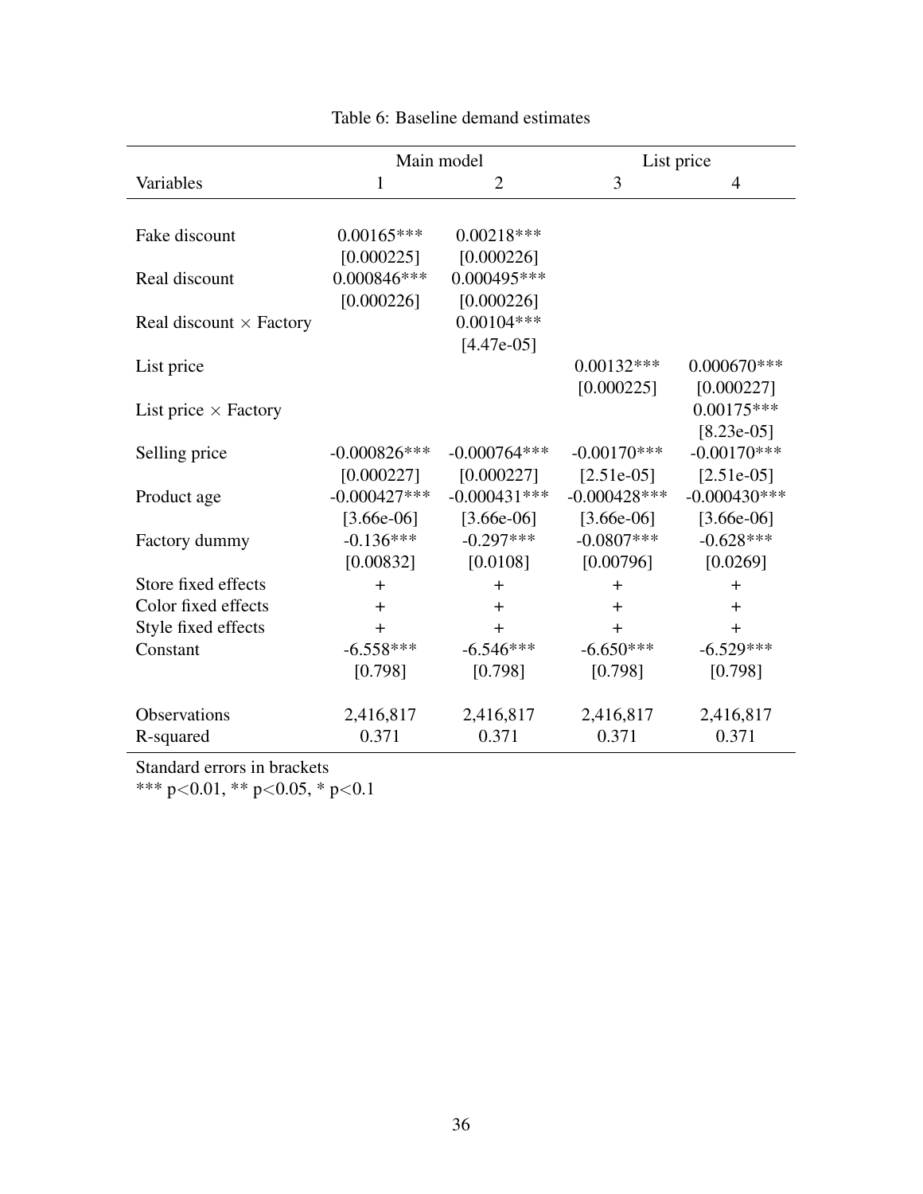Table 6: Baseline demand estimates

| | Main model | | List price | |
|---|---|---|---|---|
| Variables | 1 | 2 | 3 | 4 |
| Fake discount | 0.00165*** | 0.00218*** | | |
| | [0.000225] | [0.000226] | | |
| Real discount | 0.000846*** | 0.000495*** | | |
| | [0.000226] | [0.000226] | | |
| Real discount × Factory | | 0.00104*** | | |
| | | [4.47e-05] | | |
| List price | | | 0.00132*** | 0.000670*** |
| | | | [0.000225] | [0.000227] |
| List price × Factory | | | | 0.00175*** |
| | | | | [8.23e-05] |
| Selling price | -0.000826*** | -0.000764*** | -0.00170*** | -0.00170*** |
| | [0.000227] | [0.000227] | [2.51e-05] | [2.51e-05] |
| Product age | -0.000427*** | -0.000431*** | -0.000428*** | -0.000430*** |
| | [3.66e-06] | [3.66e-06] | [3.66e-06] | [3.66e-06] |
| Factory dummy | -0.136*** | -0.297*** | -0.0807*** | -0.628*** |
| | [0.00832] | [0.0108] | [0.00796] | [0.0269] |
| Store fixed effects | + | + | + | + |
| Color fixed effects | + | + | + | + |
| Style fixed effects | + | + | + | + |
| Constant | -6.558*** | -6.546*** | -6.650*** | -6.529*** |
| | [0.798] | [0.798] | [0.798] | [0.798] |
| Observations | 2,416,817 | 2,416,817 | 2,416,817 | 2,416,817 |
| R-squared | 0.371 | 0.371 | 0.371 | 0.371 |

Standard errors in brackets

*** $p<0.01$, ** $p<0.05$, * $p<0.1$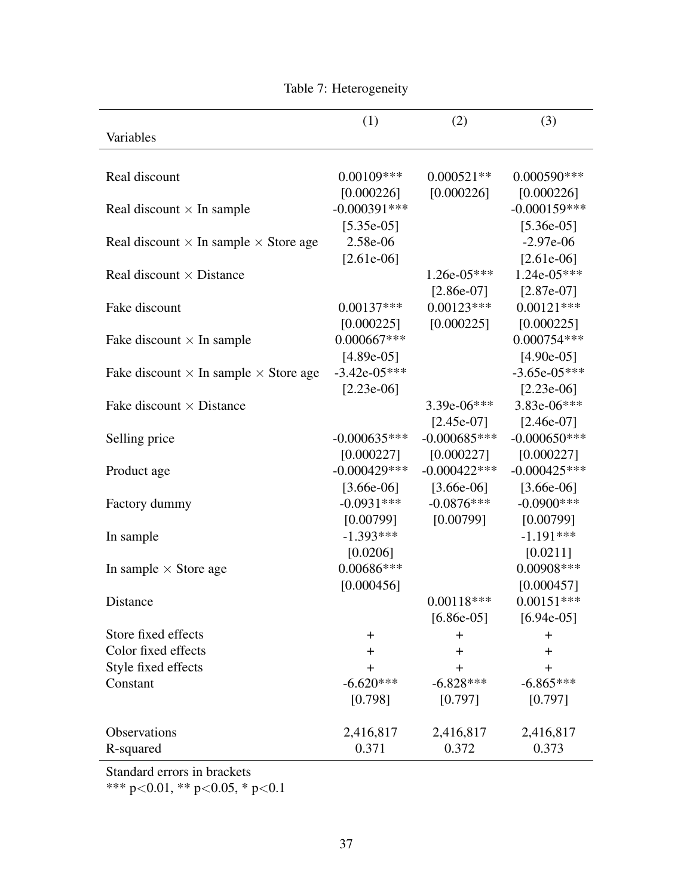Table 7: Heterogeneity

| Variables | (1) | (2) | (3) |
|---|---|---|---|
| Real discount | 0.00109*** | 0.000521** | 0.000590*** |
| | [0.000226] | [0.000226] | [0.000226] |
| Real discount × In sample | -0.000391*** | | -0.000159*** |
| | [5.35e-05] | | [5.36e-05] |
| Real discount × In sample × Store age | 2.58e-06 | | -2.97e-06 |
| | [2.61e-06] | | [2.61e-06] |
| Real discount × Distance | | 1.26e-05*** | 1.24e-05*** |
| | | [2.86e-07] | [2.87e-07] |
| Fake discount | 0.00137*** | 0.00123*** | 0.00121*** |
| | [0.000225] | [0.000225] | [0.000225] |
| Fake discount × In sample | 0.000667*** | | 0.000754*** |
| | [4.89e-05] | | [4.90e-05] |
| Fake discount × In sample × Store age | -3.42e-05*** | | -3.65e-05*** |
| | [2.23e-06] | | [2.23e-06] |
| Fake discount × Distance | | 3.39e-06*** | 3.83e-06*** |
| | | [2.45e-07] | [2.46e-07] |
| Selling price | -0.000635*** | -0.000685*** | -0.000650*** |
| | [0.000227] | [0.000227] | [0.000227] |
| Product age | -0.000429*** | -0.000422*** | -0.000425*** |
| | [3.66e-06] | [3.66e-06] | [3.66e-06] |
| Factory dummy | -0.0931*** | -0.0876*** | -0.0900*** |
| | [0.00799] | [0.00799] | [0.00799] |
| In sample | -1.393*** | | -1.191*** |
| | [0.0206] | | [0.0211] |
| In sample × Store age | 0.00686*** | | 0.00908*** |
| | [0.000456] | | [0.000457] |
| Distance | | 0.00118*** | 0.00151*** |
| | | [6.86e-05] | [6.94e-05] |
| Store fixed effects | + | + | + |
| Color fixed effects | + | + | + |
| Style fixed effects | + | + | + |
| Constant | -6.620*** | -6.828*** | -6.865*** |
| | [0.798] | [0.797] | [0.797] |
| Observations | 2,416,817 | 2,416,817 | 2,416,817 |
| R-squared | 0.371 | 0.372 | 0.373 |

Standard errors in brackets
*** p<0.01, ** p<0.05, * p<0.1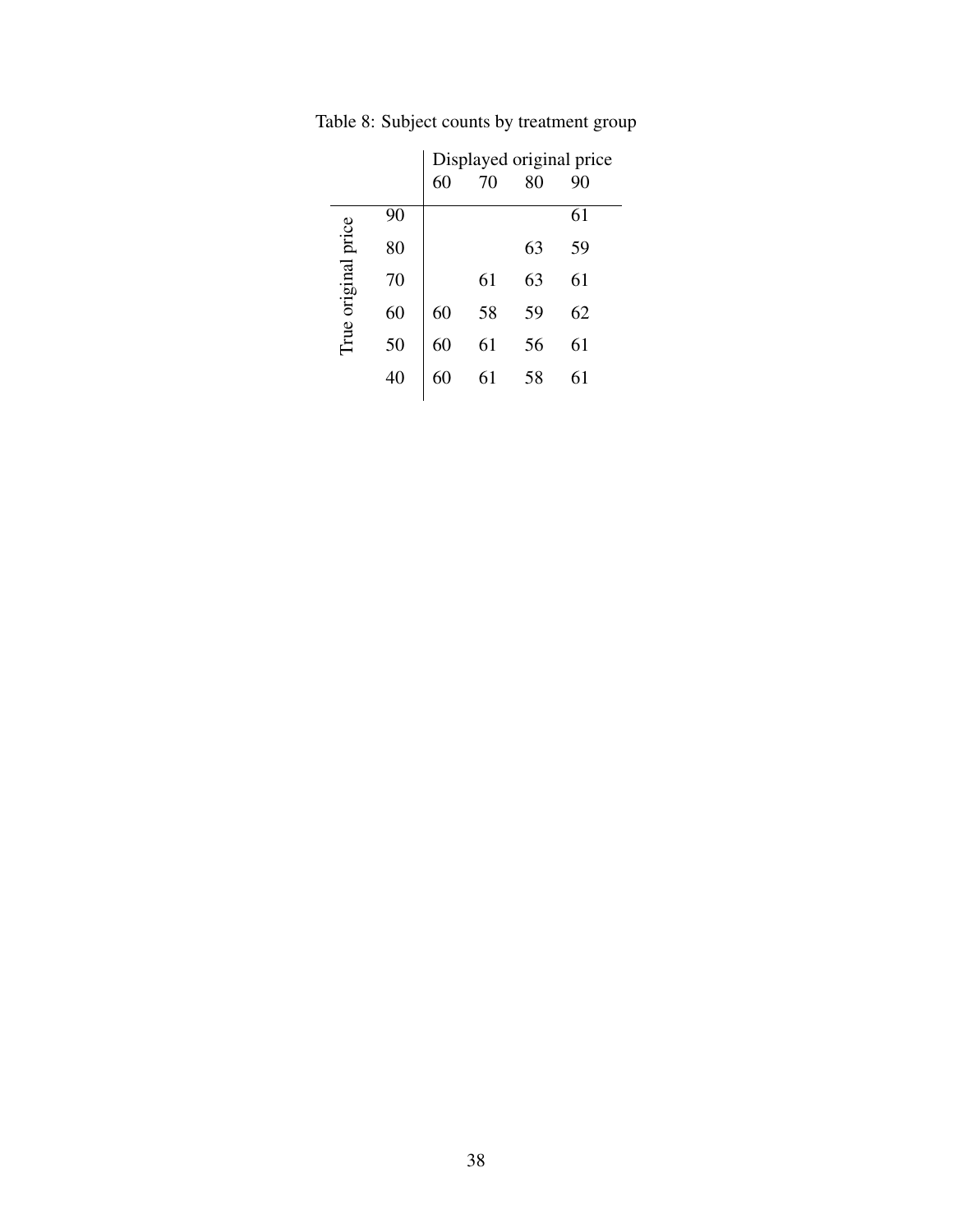Table 8: Subject counts by treatment group

| | | Displayed original price | | | |
|---|---|---|---|---|---|
| | | 60 | 70 | 80 | 90 |
| True original price | 90 | | | | 61 |
| | 80 | | | 63 | 59 |
| | 70 | | 61 | 63 | 61 |
| | 60 | 60 | 58 | 59 | 62 |
| | 50 | 60 | 61 | 56 | 61 |
| | 40 | 60 | 61 | 58 | 61 |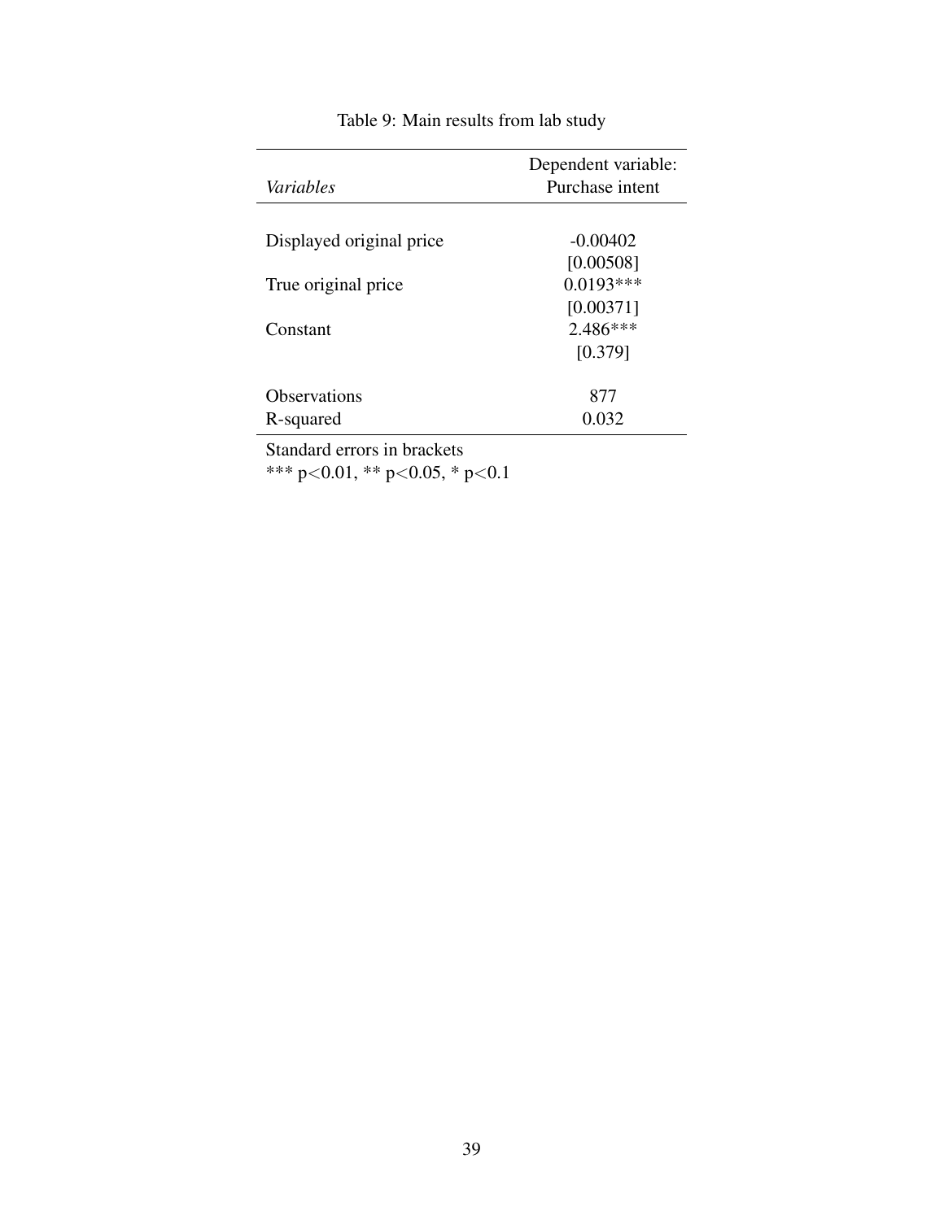Table 9: Main results from lab study

| *Variables* | Dependent variable: Purchase intent |
|---|---|
| Displayed original price | -0.00402 |
| | [0.00508] |
| True original price | 0.0193*** |
| | [0.00371] |
| Constant | 2.486*** |
| | [0.379] |
| Observations | 877 |
| R-squared | 0.032 |

Standard errors in brackets

*** p<0.01, ** p<0.05, * p<0.1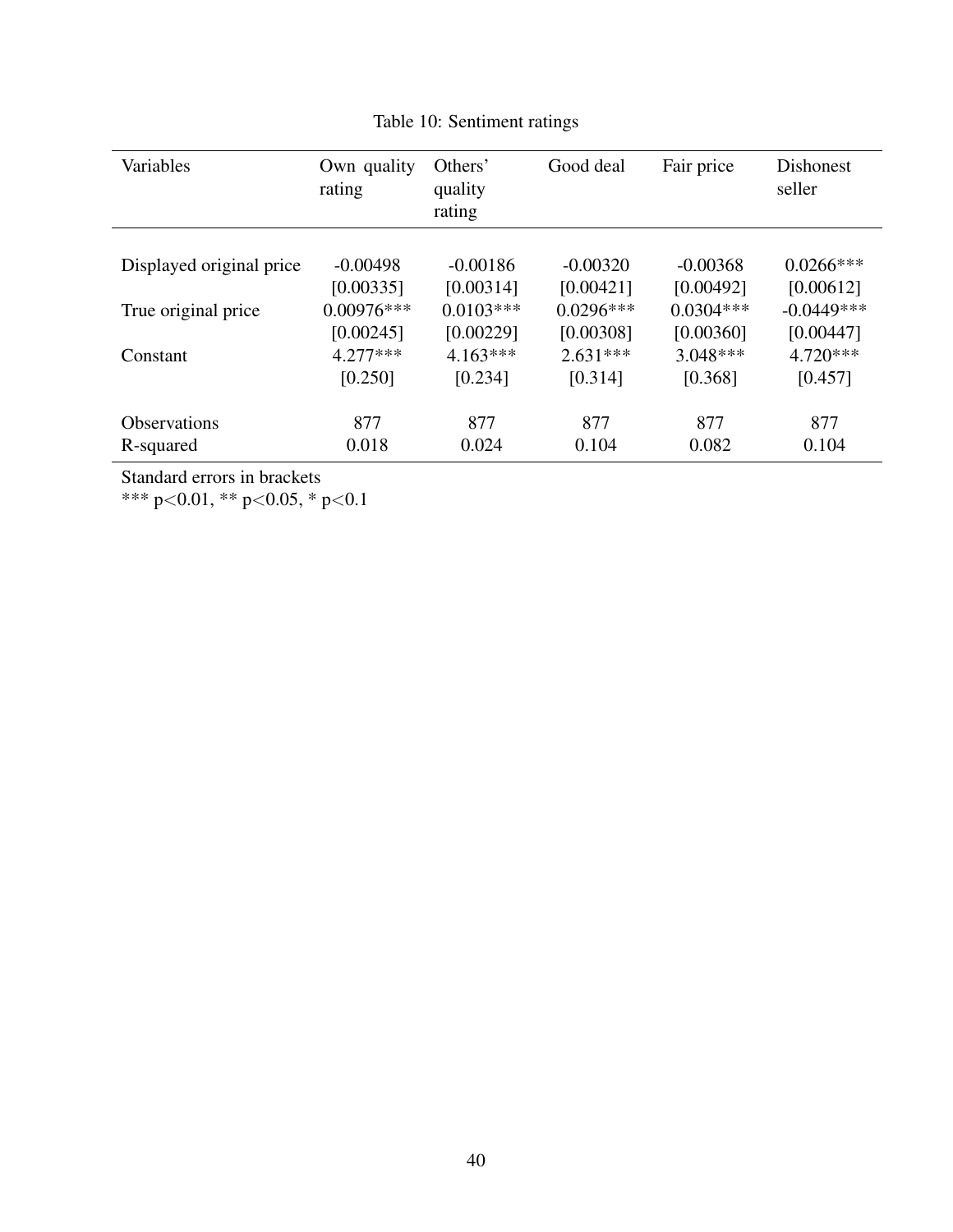Table 10: Sentiment ratings

| Variables | Own quality rating | Others' quality rating | Good deal | Fair price | Dishonest seller |
|---|---|---|---|---|---|
| Displayed original price | -0.00498 | -0.00186 | -0.00320 | -0.00368 | 0.0266*** |
| | [0.00335] | [0.00314] | [0.00421] | [0.00492] | [0.00612] |
| True original price | 0.00976*** | 0.0103*** | 0.0296*** | 0.0304*** | -0.0449*** |
| | [0.00245] | [0.00229] | [0.00308] | [0.00360] | [0.00447] |
| Constant | 4.277*** | 4.163*** | 2.631*** | 3.048*** | 4.720*** |
| | [0.250] | [0.234] | [0.314] | [0.368] | [0.457] |
| Observations | 877 | 877 | 877 | 877 | 877 |
| R-squared | 0.018 | 0.024 | 0.104 | 0.082 | 0.104 |

Standard errors in brackets
*** p<0.01, ** p<0.05, * p<0.1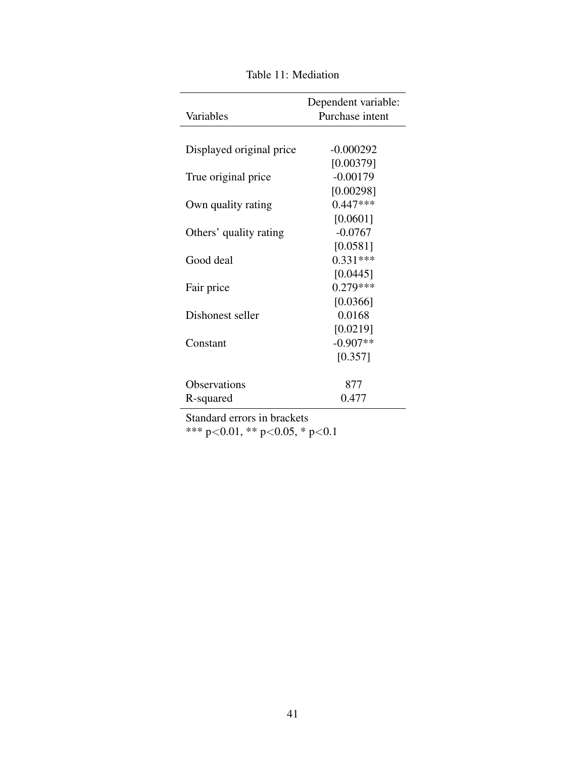Table 11: Mediation

| Variables | Dependent variable: Purchase intent |
|---|---|
| Displayed original price | -0.000292 |
| | [0.00379] |
| True original price | -0.00179 |
| | [0.00298] |
| Own quality rating | 0.447*** |
| | [0.0601] |
| Others' quality rating | -0.0767 |
| | [0.0581] |
| Good deal | 0.331*** |
| | [0.0445] |
| Fair price | 0.279*** |
| | [0.0366] |
| Dishonest seller | 0.0168 |
| | [0.0219] |
| Constant | -0.907** |
| | [0.357] |
| Observations | 877 |
| R-squared | 0.477 |

Standard errors in brackets
*** $p<0.01$, ** $p<0.05$, * $p<0.1$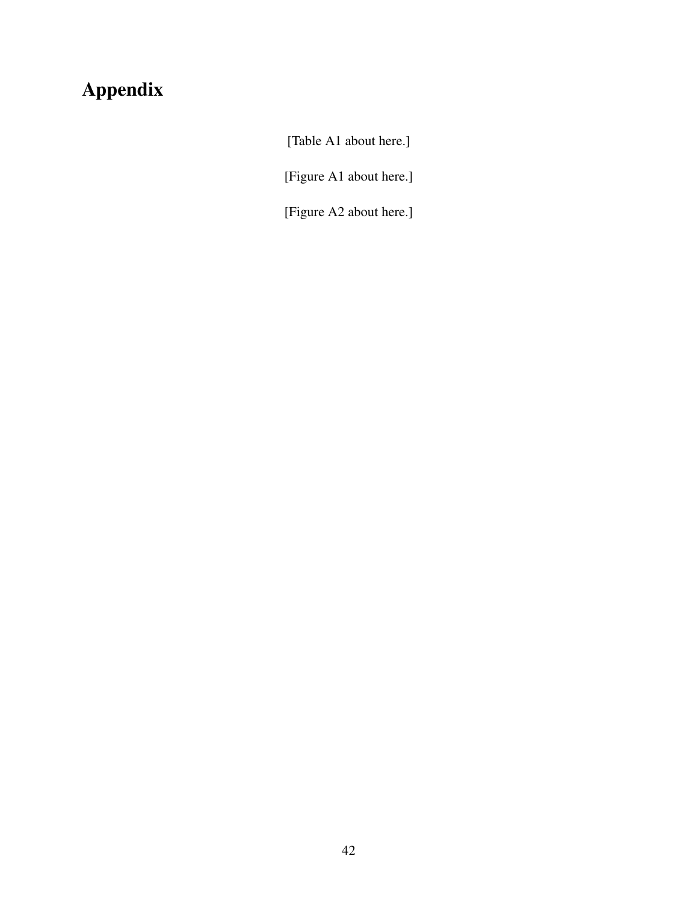# Appendix

[Table A1 about here.]

[Figure A1 about here.]

[Figure A2 about here.]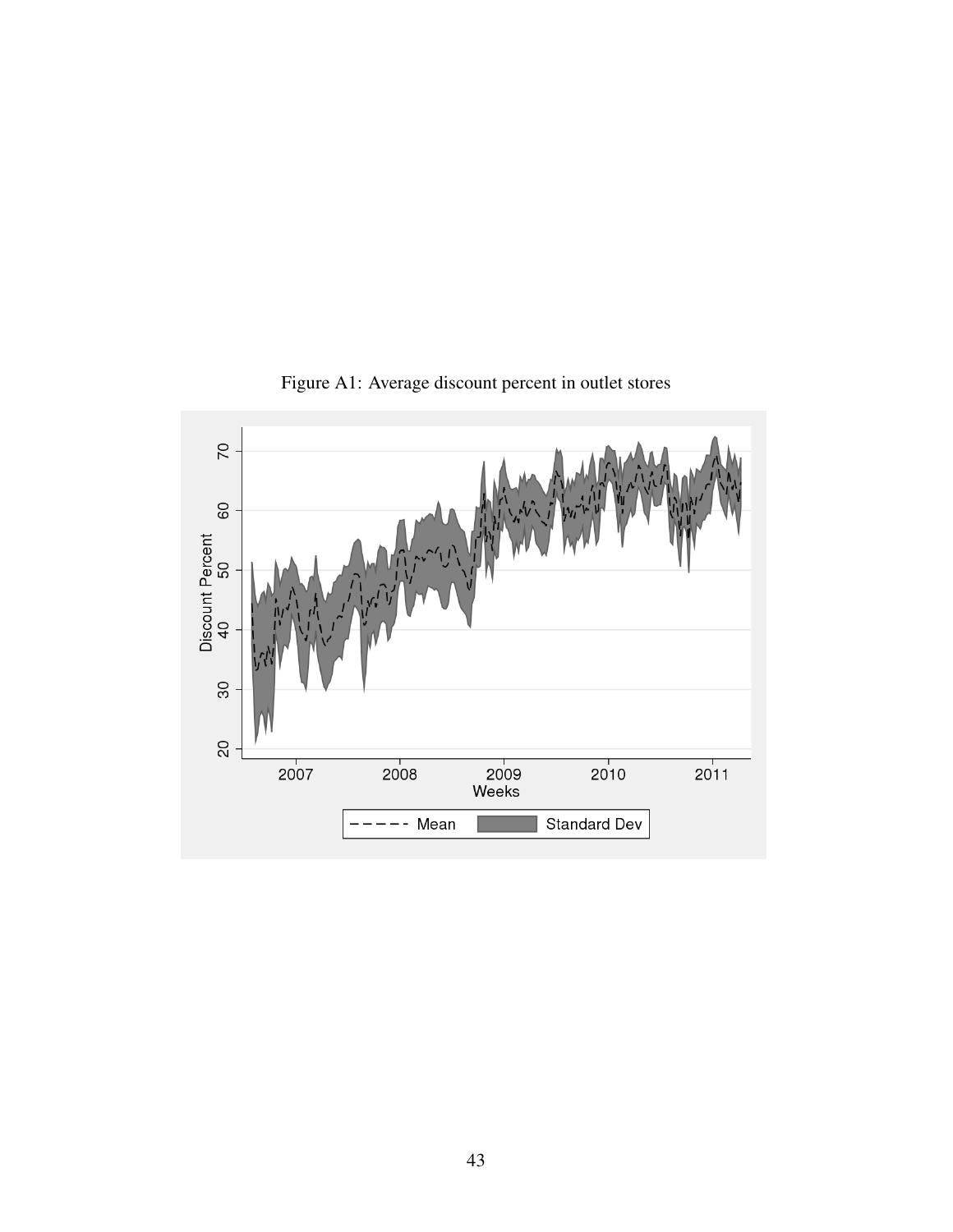Figure A1: Average discount percent in outlet stores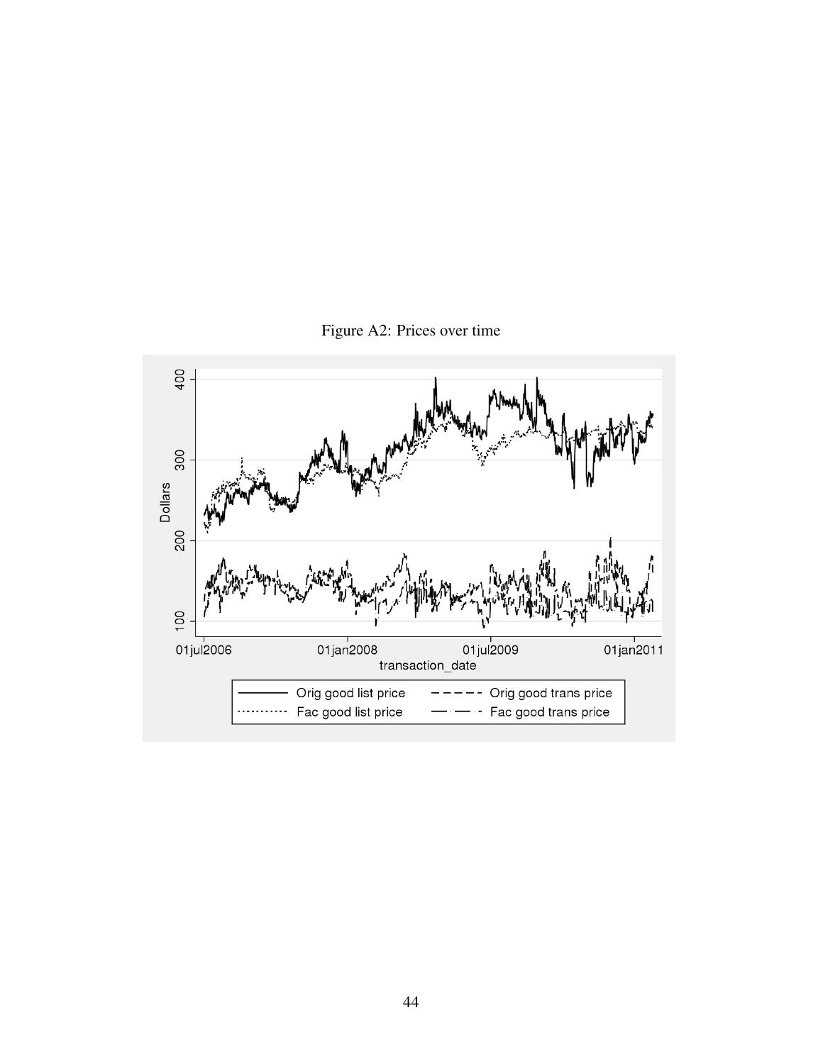Figure A2: Prices over time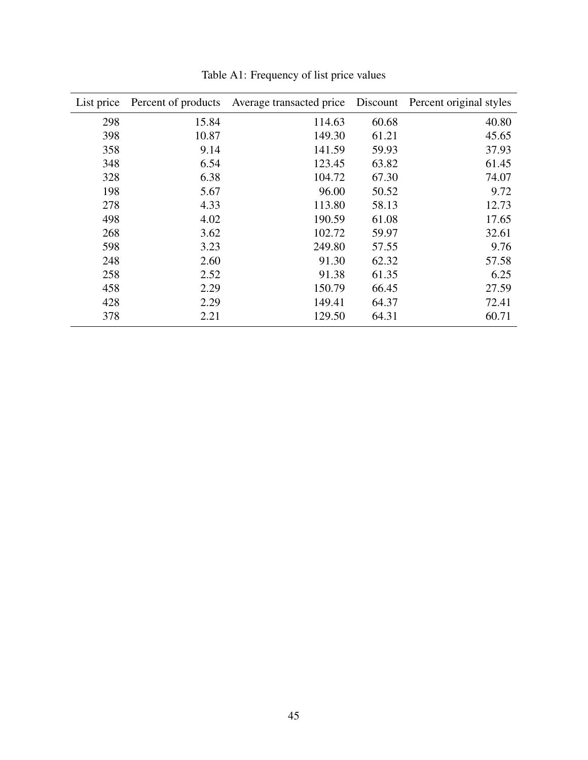Table A1: Frequency of list price values

| List price | Percent of products | Average transacted price | Discount | Percent original styles |
|---:|---:|---:|---:|---:|
| 298 | 15.84 | 114.63 | 60.68 | 40.80 |
| 398 | 10.87 | 149.30 | 61.21 | 45.65 |
| 358 | 9.14 | 141.59 | 59.93 | 37.93 |
| 348 | 6.54 | 123.45 | 63.82 | 61.45 |
| 328 | 6.38 | 104.72 | 67.30 | 74.07 |
| 198 | 5.67 | 96.00 | 50.52 | 9.72 |
| 278 | 4.33 | 113.80 | 58.13 | 12.73 |
| 498 | 4.02 | 190.59 | 61.08 | 17.65 |
| 268 | 3.62 | 102.72 | 59.97 | 32.61 |
| 598 | 3.23 | 249.80 | 57.55 | 9.76 |
| 248 | 2.60 | 91.30 | 62.32 | 57.58 |
| 258 | 2.52 | 91.38 | 61.35 | 6.25 |
| 458 | 2.29 | 150.79 | 66.45 | 27.59 |
| 428 | 2.29 | 149.41 | 64.37 | 72.41 |
| 378 | 2.21 | 129.50 | 64.31 | 60.71 |